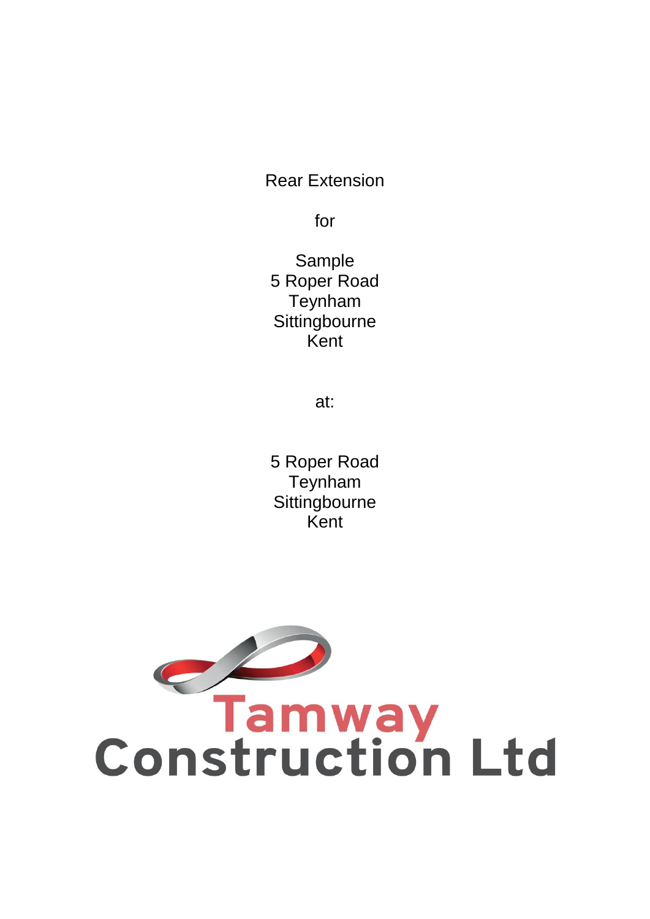Rear Extension

for

Sample
5 Roper Road
Teynham
Sittingbourne
Kent

at:

5 Roper Road
Teynham
Sittingbourne
Kent

Tamway
Construction Ltd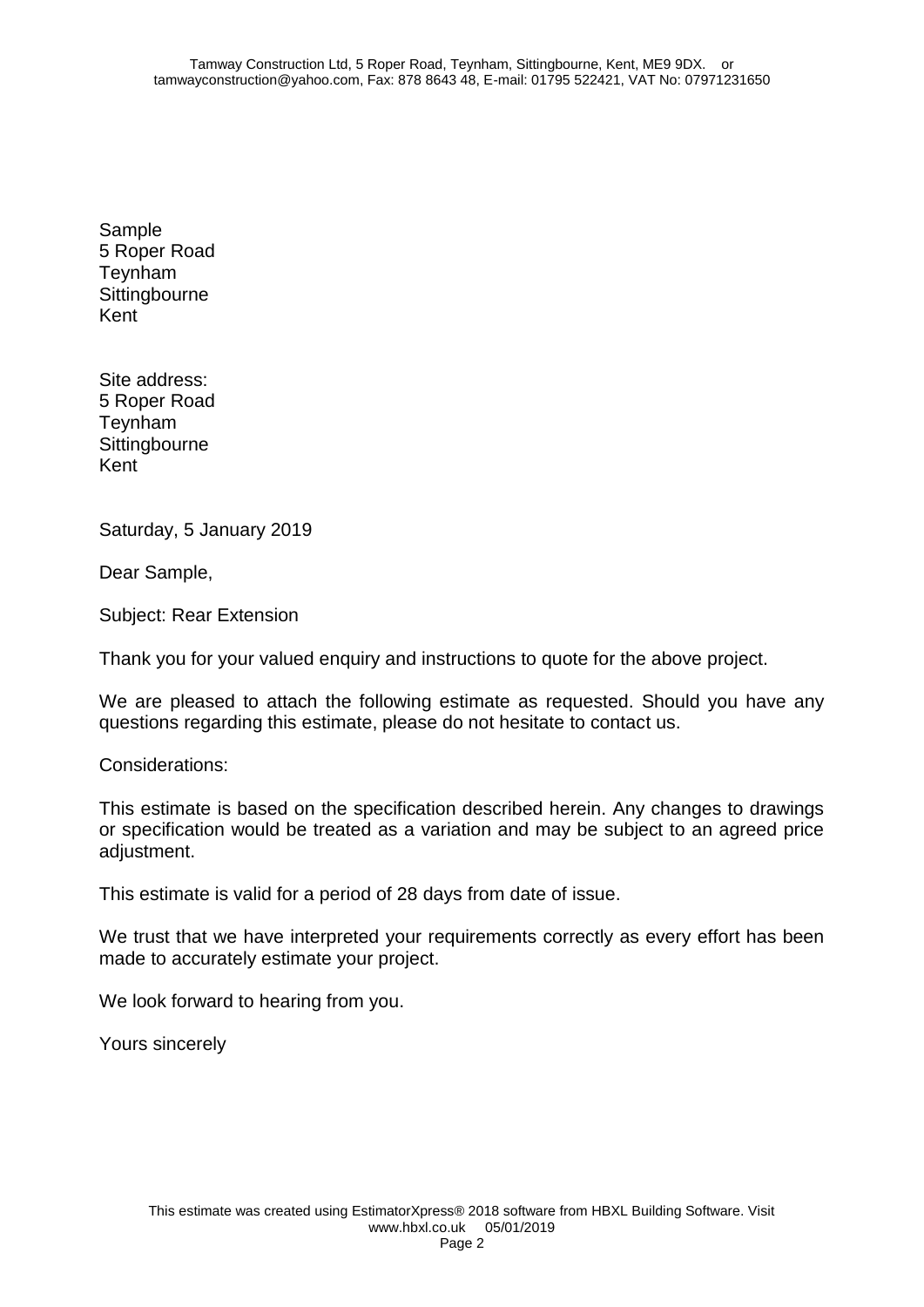Sample
5 Roper Road
Teynham
Sittingbourne
Kent

Site address:
5 Roper Road
Teynham
Sittingbourne
Kent

Saturday, 5 January 2019

Dear Sample,

Subject: Rear Extension

Thank you for your valued enquiry and instructions to quote for the above project.

We are pleased to attach the following estimate as requested. Should you have any questions regarding this estimate, please do not hesitate to contact us.

Considerations:

This estimate is based on the specification described herein. Any changes to drawings or specification would be treated as a variation and may be subject to an agreed price adjustment.

This estimate is valid for a period of 28 days from date of issue.

We trust that we have interpreted your requirements correctly as every effort has been made to accurately estimate your project.

We look forward to hearing from you.

Yours sincerely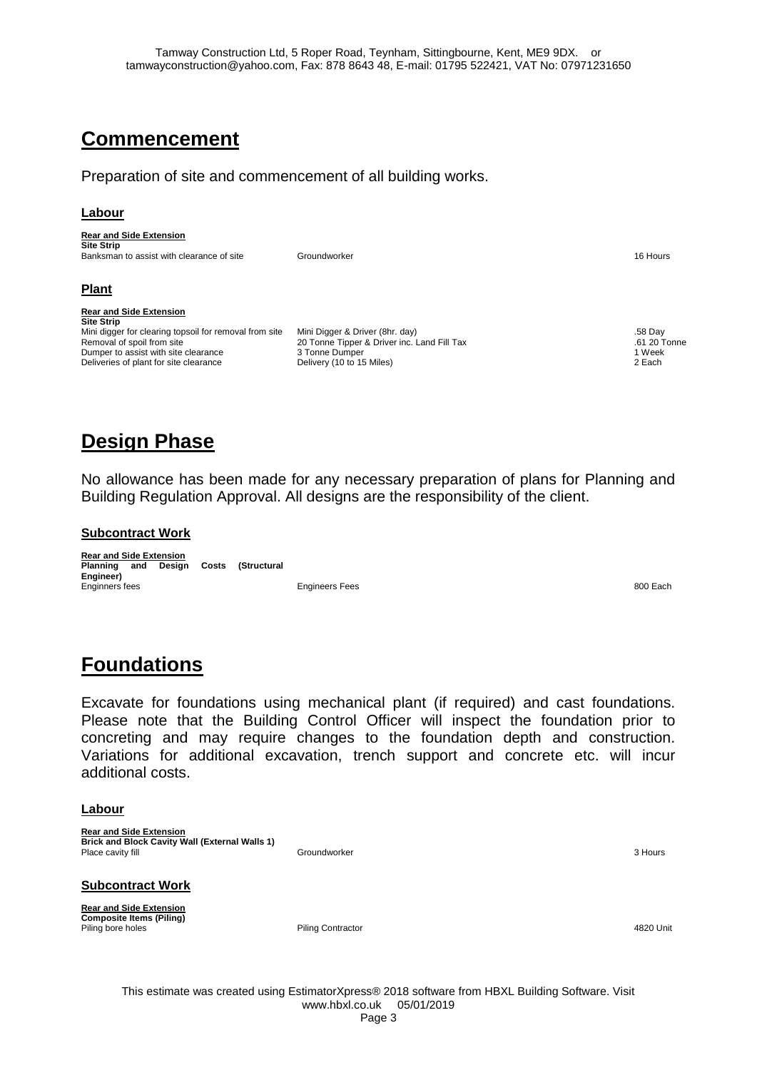## Commencement

Preparation of site and commencement of all building works.

### Labour

**Rear and Side Extension**
**Site Strip**

| | | |
|---|---|---|
| Banksman to assist with clearance of site | Groundworker | 16 Hours |

### Plant

**Rear and Side Extension**
**Site Strip**

| | | |
|---|---|---|
| Mini digger for clearing topsoil for removal from site | Mini Digger & Driver (8hr. day) | .58 Day |
| Removal of spoil from site | 20 Tonne Tipper & Driver inc. Land Fill Tax | .61 20 Tonne |
| Dumper to assist with site clearance | 3 Tonne Dumper | 1 Week |
| Deliveries of plant for site clearance | Delivery (10 to 15 Miles) | 2 Each |

## Design Phase

No allowance has been made for any necessary preparation of plans for Planning and Building Regulation Approval. All designs are the responsibility of the client.

### Subcontract Work

**Rear and Side Extension**
**Planning and Design Costs (Structural Engineer)**

| | | |
|---|---|---|
| Enginners fees | Engineers Fees | 800 Each |

## Foundations

Excavate for foundations using mechanical plant (if required) and cast foundations. Please note that the Building Control Officer will inspect the foundation prior to concreting and may require changes to the foundation depth and construction. Variations for additional excavation, trench support and concrete etc. will incur additional costs.

### Labour

**Rear and Side Extension**
**Brick and Block Cavity Wall (External Walls 1)**

| | | |
|---|---|---|
| Place cavity fill | Groundworker | 3 Hours |

### Subcontract Work

**Rear and Side Extension**
**Composite Items (Piling)**

| | | |
|---|---|---|
| Piling bore holes | Piling Contractor | 4820 Unit |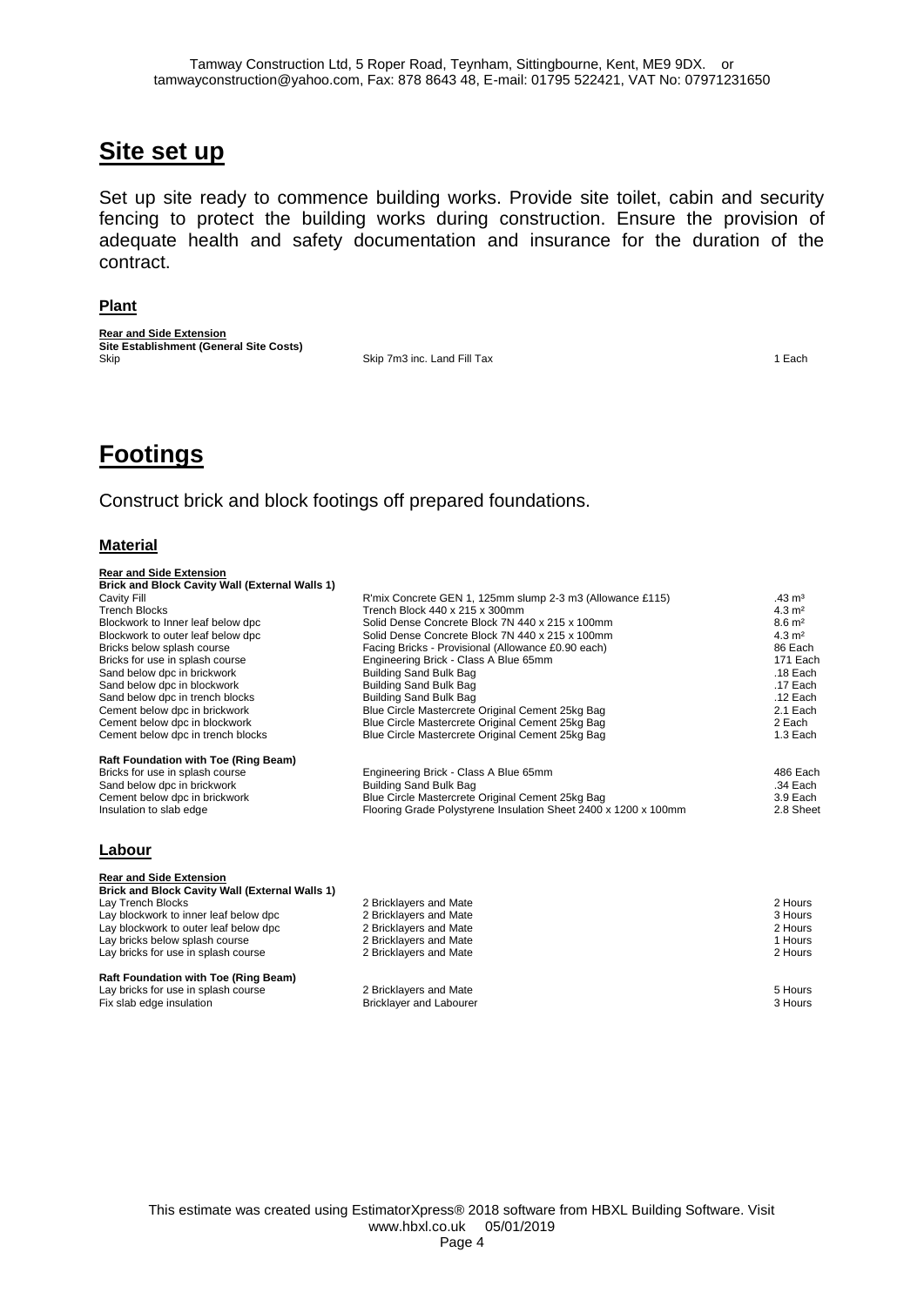## Site set up

Set up site ready to commence building works. Provide site toilet, cabin and security fencing to protect the building works during construction. Ensure the provision of adequate health and safety documentation and insurance for the duration of the contract.

### Plant

**Rear and Side Extension**
**Site Establishment (General Site Costs)**

| | | |
|---|---|---|
| Skip | Skip 7m3 inc. Land Fill Tax | 1 Each |

## Footings

Construct brick and block footings off prepared foundations.

### Material

**Rear and Side Extension**
**Brick and Block Cavity Wall (External Walls 1)**

| | | |
|---|---|---|
| Cavity Fill | R'mix Concrete GEN 1, 125mm slump 2-3 m3 (Allowance £115) | .43 m³ |
| Trench Blocks | Trench Block 440 x 215 x 300mm | 4.3 m² |
| Blockwork to Inner leaf below dpc | Solid Dense Concrete Block 7N 440 x 215 x 100mm | 8.6 m² |
| Blockwork to outer leaf below dpc | Solid Dense Concrete Block 7N 440 x 215 x 100mm | 4.3 m² |
| Bricks below splash course | Facing Bricks - Provisional (Allowance £0.90 each) | 86 Each |
| Bricks for use in splash course | Engineering Brick - Class A Blue 65mm | 171 Each |
| Sand below dpc in brickwork | Building Sand Bulk Bag | .18 Each |
| Sand below dpc in blockwork | Building Sand Bulk Bag | .17 Each |
| Sand below dpc in trench blocks | Building Sand Bulk Bag | .12 Each |
| Cement below dpc in brickwork | Blue Circle Mastercrete Original Cement 25kg Bag | 2.1 Each |
| Cement below dpc in blockwork | Blue Circle Mastercrete Original Cement 25kg Bag | 2 Each |
| Cement below dpc in trench blocks | Blue Circle Mastercrete Original Cement 25kg Bag | 1.3 Each |

**Raft Foundation with Toe (Ring Beam)**

| | | |
|---|---|---|
| Bricks for use in splash course | Engineering Brick - Class A Blue 65mm | 486 Each |
| Sand below dpc in brickwork | Building Sand Bulk Bag | .34 Each |
| Cement below dpc in brickwork | Blue Circle Mastercrete Original Cement 25kg Bag | 3.9 Each |
| Insulation to slab edge | Flooring Grade Polystyrene Insulation Sheet 2400 x 1200 x 100mm | 2.8 Sheet |

### Labour

**Rear and Side Extension**
**Brick and Block Cavity Wall (External Walls 1)**

| | | |
|---|---|---|
| Lay Trench Blocks | 2 Bricklayers and Mate | 2 Hours |
| Lay blockwork to inner leaf below dpc | 2 Bricklayers and Mate | 3 Hours |
| Lay blockwork to outer leaf below dpc | 2 Bricklayers and Mate | 2 Hours |
| Lay bricks below splash course | 2 Bricklayers and Mate | 1 Hours |
| Lay bricks for use in splash course | 2 Bricklayers and Mate | 2 Hours |

**Raft Foundation with Toe (Ring Beam)**

| | | |
|---|---|---|
| Lay bricks for use in splash course | 2 Bricklayers and Mate | 5 Hours |
| Fix slab edge insulation | Bricklayer and Labourer | 3 Hours |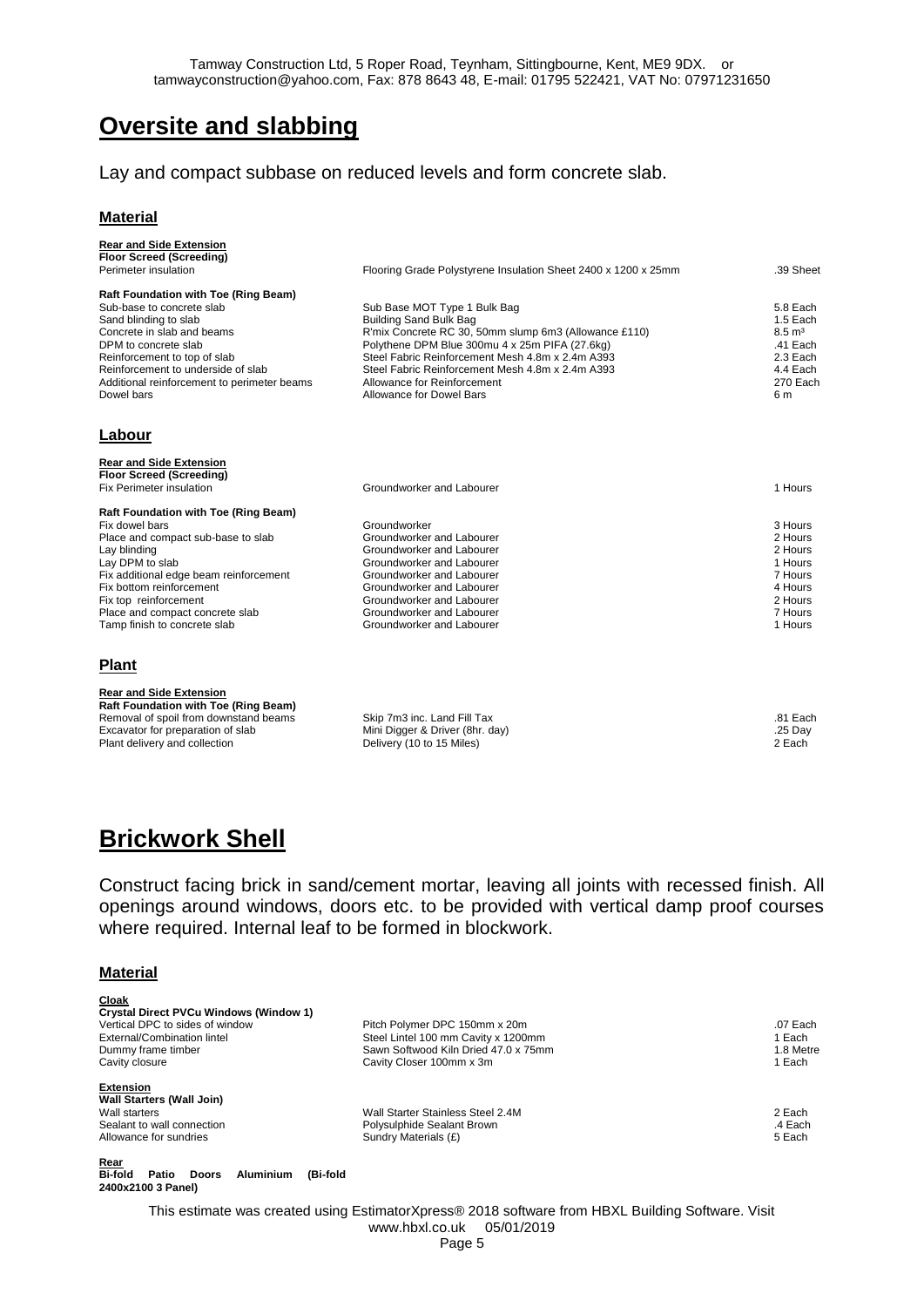# Oversite and slabbing

Lay and compact subbase on reduced levels and form concrete slab.

### Material

**Rear and Side Extension**
**Floor Screed (Screeding)**

| | | |
|---|---|---|
| Perimeter insulation | Flooring Grade Polystyrene Insulation Sheet 2400 x 1200 x 25mm | .39 Sheet |

**Raft Foundation with Toe (Ring Beam)**

| | | |
|---|---|---|
| Sub-base to concrete slab | Sub Base MOT Type 1 Bulk Bag | 5.8 Each |
| Sand blinding to slab | Building Sand Bulk Bag | 1.5 Each |
| Concrete in slab and beams | R'mix Concrete RC 30, 50mm slump 6m3 (Allowance £110) | 8.5 m³ |
| DPM to concrete slab | Polythene DPM Blue 300mu 4 x 25m PIFA (27.6kg) | .41 Each |
| Reinforcement to top of slab | Steel Fabric Reinforcement Mesh 4.8m x 2.4m A393 | 2.3 Each |
| Reinforcement to underside of slab | Steel Fabric Reinforcement Mesh 4.8m x 2.4m A393 | 4.4 Each |
| Additional reinforcement to perimeter beams | Allowance for Reinforcement | 270 Each |
| Dowel bars | Allowance for Dowel Bars | 6 m |

### Labour

**Rear and Side Extension**
**Floor Screed (Screeding)**

| | | |
|---|---|---|
| Fix Perimeter insulation | Groundworker and Labourer | 1 Hours |

**Raft Foundation with Toe (Ring Beam)**

| | | |
|---|---|---|
| Fix dowel bars | Groundworker | 3 Hours |
| Place and compact sub-base to slab | Groundworker and Labourer | 2 Hours |
| Lay blinding | Groundworker and Labourer | 2 Hours |
| Lay DPM to slab | Groundworker and Labourer | 1 Hours |
| Fix additional edge beam reinforcement | Groundworker and Labourer | 7 Hours |
| Fix bottom reinforcement | Groundworker and Labourer | 4 Hours |
| Fix top reinforcement | Groundworker and Labourer | 2 Hours |
| Place and compact concrete slab | Groundworker and Labourer | 7 Hours |
| Tamp finish to concrete slab | Groundworker and Labourer | 1 Hours |

### Plant

**Rear and Side Extension**
**Raft Foundation with Toe (Ring Beam)**

| | | |
|---|---|---|
| Removal of spoil from downstand beams | Skip 7m3 inc. Land Fill Tax | .81 Each |
| Excavator for preparation of slab | Mini Digger & Driver (8hr. day) | .25 Day |
| Plant delivery and collection | Delivery (10 to 15 Miles) | 2 Each |

# Brickwork Shell

Construct facing brick in sand/cement mortar, leaving all joints with recessed finish. All openings around windows, doors etc. to be provided with vertical damp proof courses where required. Internal leaf to be formed in blockwork.

### Material

**Cloak**
**Crystal Direct PVCu Windows (Window 1)**

| | | |
|---|---|---|
| Vertical DPC to sides of window | Pitch Polymer DPC 150mm x 20m | .07 Each |
| External/Combination lintel | Steel Lintel 100 mm Cavity x 1200mm | 1 Each |
| Dummy frame timber | Sawn Softwood Kiln Dried 47.0 x 75mm | 1.8 Metre |
| Cavity closure | Cavity Closer 100mm x 3m | 1 Each |

**Extension**
**Wall Starters (Wall Join)**

| | | |
|---|---|---|
| Wall starters | Wall Starter Stainless Steel 2.4M | 2 Each |
| Sealant to wall connection | Polysulphide Sealant Brown | .4 Each |
| Allowance for sundries | Sundry Materials (£) | 5 Each |

**Rear**
**Bi-fold Patio Doors Aluminium (Bi-fold 2400x2100 3 Panel)**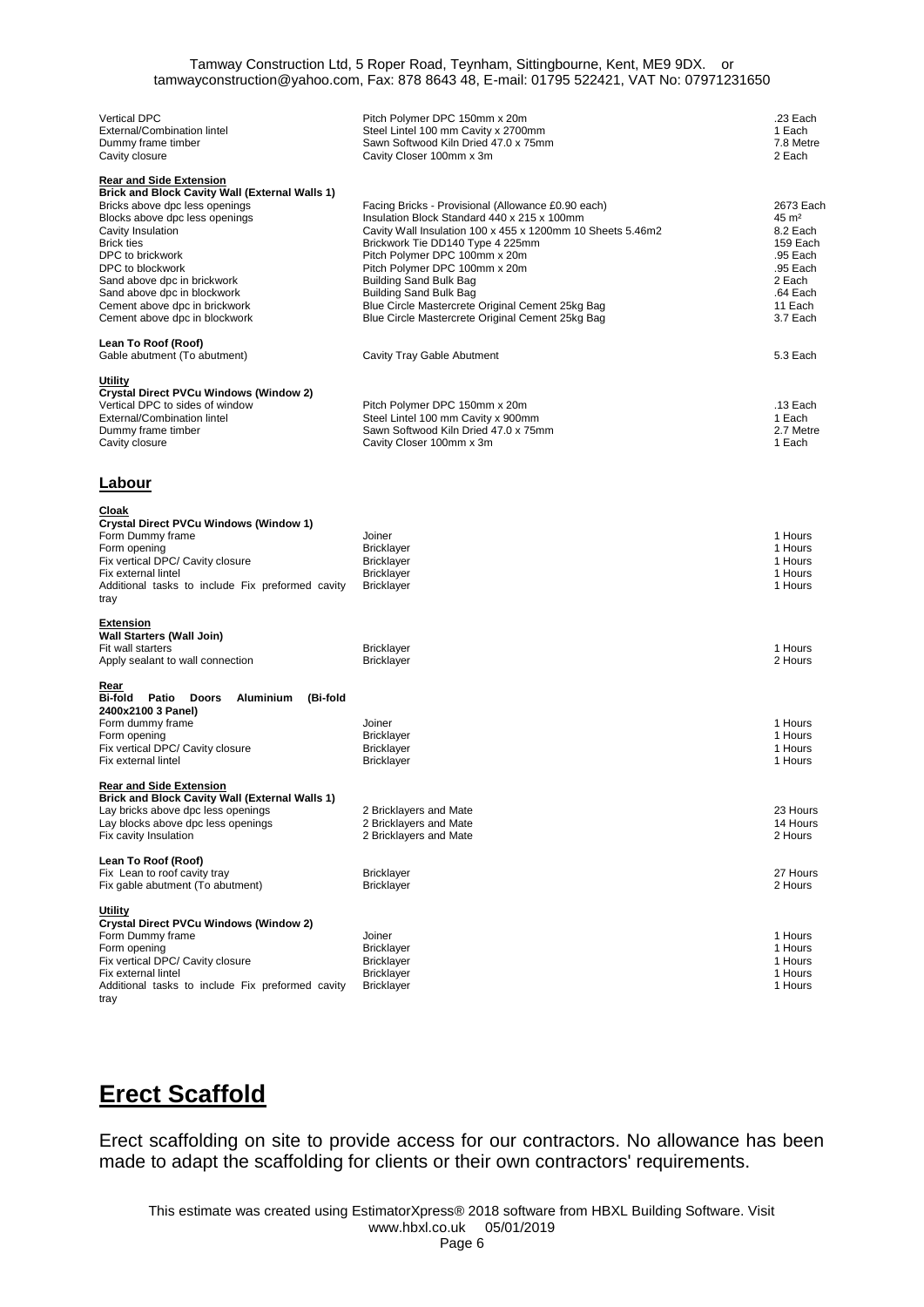| | | |
|---|---|---|
| Vertical DPC | Pitch Polymer DPC 150mm x 20m | .23 Each |
| External/Combination lintel | Steel Lintel 100 mm Cavity x 2700mm | 1 Each |
| Dummy frame timber | Sawn Softwood Kiln Dried 47.0 x 75mm | 7.8 Metre |
| Cavity closure | Cavity Closer 100mm x 3m | 2 Each |
| **Rear and Side Extension** | | |
| **Brick and Block Cavity Wall (External Walls 1)** | | |
| Bricks above dpc less openings | Facing Bricks - Provisional (Allowance £0.90 each) | 2673 Each |
| Blocks above dpc less openings | Insulation Block Standard 440 x 215 x 100mm | 45 m² |
| Cavity Insulation | Cavity Wall Insulation 100 x 455 x 1200mm 10 Sheets 5.46m2 | 8.2 Each |
| Brick ties | Brickwork Tie DD140 Type 4 225mm | 159 Each |
| DPC to brickwork | Pitch Polymer DPC 100mm x 20m | .95 Each |
| DPC to blockwork | Pitch Polymer DPC 100mm x 20m | .95 Each |
| Sand above dpc in brickwork | Building Sand Bulk Bag | 2 Each |
| Sand above dpc in blockwork | Building Sand Bulk Bag | .64 Each |
| Cement above dpc in brickwork | Blue Circle Mastercrete Original Cement 25kg Bag | 11 Each |
| Cement above dpc in blockwork | Blue Circle Mastercrete Original Cement 25kg Bag | 3.7 Each |
| **Lean To Roof (Roof)** | | |
| Gable abutment (To abutment) | Cavity Tray Gable Abutment | 5.3 Each |
| **Utility** | | |
| **Crystal Direct PVCu Windows (Window 2)** | | |
| Vertical DPC to sides of window | Pitch Polymer DPC 150mm x 20m | .13 Each |
| External/Combination lintel | Steel Lintel 100 mm Cavity x 900mm | 1 Each |
| Dummy frame timber | Sawn Softwood Kiln Dried 47.0 x 75mm | 2.7 Metre |
| Cavity closure | Cavity Closer 100mm x 3m | 1 Each |

## Labour

| | | |
|---|---|---|
| **Cloak** | | |
| **Crystal Direct PVCu Windows (Window 1)** | | |
| Form Dummy frame | Joiner | 1 Hours |
| Form opening | Bricklayer | 1 Hours |
| Fix vertical DPC/ Cavity closure | Bricklayer | 1 Hours |
| Fix external lintel | Bricklayer | 1 Hours |
| Additional tasks to include Fix preformed cavity tray | Bricklayer | 1 Hours |
| **Extension** | | |
| **Wall Starters (Wall Join)** | | |
| Fit wall starters | Bricklayer | 1 Hours |
| Apply sealant to wall connection | Bricklayer | 2 Hours |
| **Rear** | | |
| **Bi-fold Patio Doors Aluminium (Bi-fold 2400x2100 3 Panel)** | | |
| Form dummy frame | Joiner | 1 Hours |
| Form opening | Bricklayer | 1 Hours |
| Fix vertical DPC/ Cavity closure | Bricklayer | 1 Hours |
| Fix external lintel | Bricklayer | 1 Hours |
| **Rear and Side Extension** | | |
| **Brick and Block Cavity Wall (External Walls 1)** | | |
| Lay bricks above dpc less openings | 2 Bricklayers and Mate | 23 Hours |
| Lay blocks above dpc less openings | 2 Bricklayers and Mate | 14 Hours |
| Fix cavity Insulation | 2 Bricklayers and Mate | 2 Hours |
| **Lean To Roof (Roof)** | | |
| Fix Lean to roof cavity tray | Bricklayer | 27 Hours |
| Fix gable abutment (To abutment) | Bricklayer | 2 Hours |
| **Utility** | | |
| **Crystal Direct PVCu Windows (Window 2)** | | |
| Form Dummy frame | Joiner | 1 Hours |
| Form opening | Bricklayer | 1 Hours |
| Fix vertical DPC/ Cavity closure | Bricklayer | 1 Hours |
| Fix external lintel | Bricklayer | 1 Hours |
| Additional tasks to include Fix preformed cavity tray | Bricklayer | 1 Hours |

# Erect Scaffold

Erect scaffolding on site to provide access for our contractors. No allowance has been made to adapt the scaffolding for clients or their own contractors' requirements.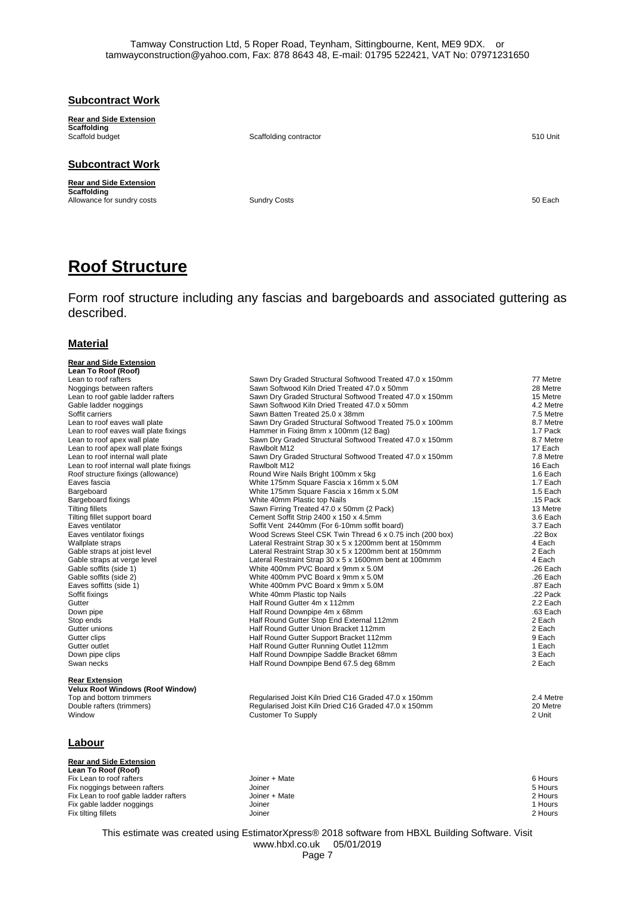## Subcontract Work

**Rear and Side Extension**
**Scaffolding**

| | | |
|---|---|---|
| Scaffold budget | Scaffolding contractor | 510 Unit |

## Subcontract Work

**Rear and Side Extension**
**Scaffolding**

| | | |
|---|---|---|
| Allowance for sundry costs | Sundry Costs | 50 Each |

# Roof Structure

Form roof structure including any fascias and bargeboards and associated guttering as described.

### Material

**Rear and Side Extension**
**Lean To Roof (Roof)**

| | | |
|---|---|---|
| Lean to roof rafters | Sawn Dry Graded Structural Softwood Treated 47.0 x 150mm | 77 Metre |
| Noggings between rafters | Sawn Softwood Kiln Dried Treated 47.0 x 50mm | 28 Metre |
| Lean to roof gable ladder rafters | Sawn Dry Graded Structural Softwood Treated 47.0 x 150mm | 15 Metre |
| Gable ladder noggings | Sawn Softwood Kiln Dried Treated 47.0 x 50mm | 4.2 Metre |
| Soffit carriers | Sawn Batten Treated 25.0 x 38mm | 7.5 Metre |
| Lean to roof eaves wall plate | Sawn Dry Graded Structural Softwood Treated 75.0 x 100mm | 8.7 Metre |
| Lean to roof eaves wall plate fixings | Hammer in Fixing 8mm x 100mm (12 Bag) | 1.7 Pack |
| Lean to roof apex wall plate | Sawn Dry Graded Structural Softwood Treated 47.0 x 150mm | 8.7 Metre |
| Lean to roof apex wall plate fixings | Rawlbolt M12 | 17 Each |
| Lean to roof internal wall plate | Sawn Dry Graded Structural Softwood Treated 47.0 x 150mm | 7.8 Metre |
| Lean to roof internal wall plate fixings | Rawlbolt M12 | 16 Each |
| Roof structure fixings (allowance) | Round Wire Nails Bright 100mm x 5kg | 1.6 Each |
| Eaves fascia | White 175mm Square Fascia x 16mm x 5.0M | 1.7 Each |
| Bargeboard | White 175mm Square Fascia x 16mm x 5.0M | 1.5 Each |
| Bargeboard fixings | White 40mm Plastic top Nails | .15 Pack |
| Tilting fillets | Sawn Firring Treated 47.0 x 50mm (2 Pack) | 13 Metre |
| Tilting fillet support board | Cement Soffit Strip 2400 x 150 x 4.5mm | 3.6 Each |
| Eaves ventilator | Soffit Vent 2440mm (For 6-10mm soffit board) | 3.7 Each |
| Eaves ventilator fixings | Wood Screws Steel CSK Twin Thread 6 x 0.75 inch (200 box) | .22 Box |
| Wallplate straps | Lateral Restraint Strap 30 x 5 x 1200mm bent at 150mmm | 4 Each |
| Gable straps at joist level | Lateral Restraint Strap 30 x 5 x 1200mm bent at 150mmm | 2 Each |
| Gable straps at verge level | Lateral Restraint Strap 30 x 5 x 1600mm bent at 100mmm | 4 Each |
| Gable soffits (side 1) | White 400mm PVC Board x 9mm x 5.0M | .26 Each |
| Gable soffits (side 2) | White 400mm PVC Board x 9mm x 5.0M | .26 Each |
| Eaves soffitts (side 1) | White 400mm PVC Board x 9mm x 5.0M | .87 Each |
| Soffit fixings | White 40mm Plastic top Nails | .22 Pack |
| Gutter | Half Round Gutter 4m x 112mm | 2.2 Each |
| Down pipe | Half Round Downpipe 4m x 68mm | .63 Each |
| Stop ends | Half Round Gutter Stop End External 112mm | 2 Each |
| Gutter unions | Half Round Gutter Union Bracket 112mm | 2 Each |
| Gutter clips | Half Round Gutter Support Bracket 112mm | 9 Each |
| Gutter outlet | Half Round Gutter Running Outlet 112mm | 1 Each |
| Down pipe clips | Half Round Downpipe Saddle Bracket 68mm | 3 Each |
| Swan necks | Half Round Downpipe Bend 67.5 deg 68mm | 2 Each |

**Rear Extension**
**Velux Roof Windows (Roof Window)**

| | | |
|---|---|---|
| Top and bottom trimmers | Regularised Joist Kiln Dried C16 Graded 47.0 x 150mm | 2.4 Metre |
| Double rafters (trimmers) | Regularised Joist Kiln Dried C16 Graded 47.0 x 150mm | 20 Metre |
| Window | Customer To Supply | 2 Unit |

### Labour

**Rear and Side Extension**
**Lean To Roof (Roof)**

| | | |
|---|---|---|
| Fix Lean to roof rafters | Joiner + Mate | 6 Hours |
| Fix noggings between rafters | Joiner | 5 Hours |
| Fix Lean to roof gable ladder rafters | Joiner + Mate | 2 Hours |
| Fix gable ladder noggings | Joiner | 1 Hours |
| Fix tilting fillets | Joiner | 2 Hours |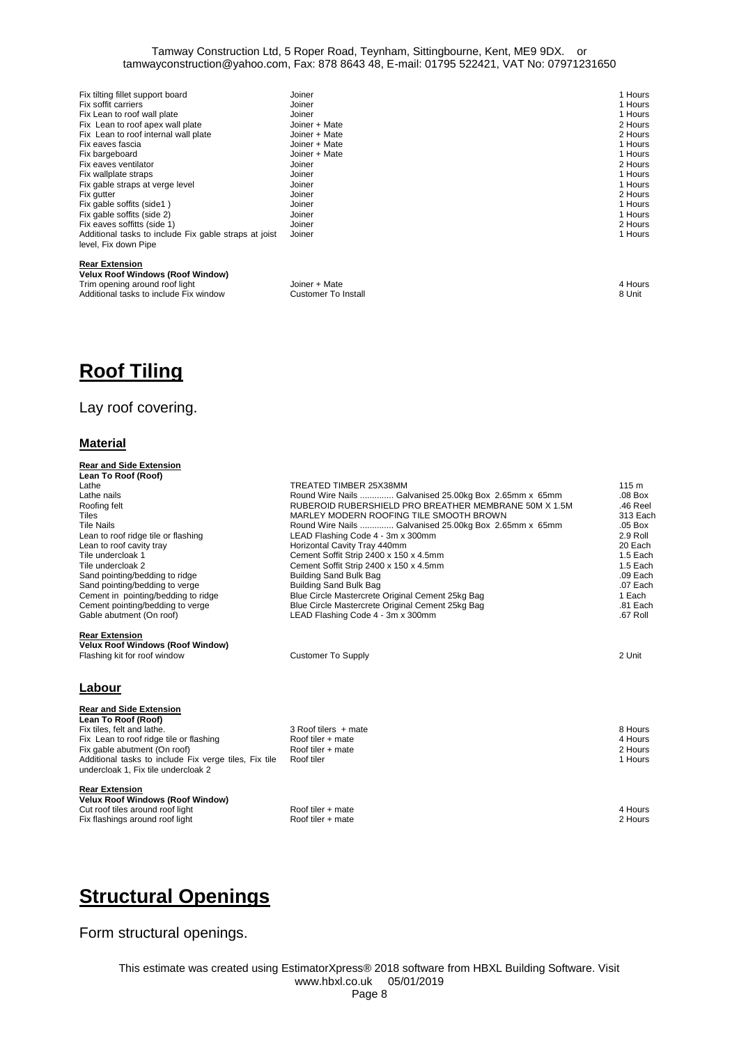| | | |
|---|---|---|
| Fix tilting fillet support board | Joiner | 1 Hours |
| Fix soffit carriers | Joiner | 1 Hours |
| Fix Lean to roof wall plate | Joiner | 1 Hours |
| Fix Lean to roof apex wall plate | Joiner + Mate | 2 Hours |
| Fix Lean to roof internal wall plate | Joiner + Mate | 2 Hours |
| Fix eaves fascia | Joiner + Mate | 1 Hours |
| Fix bargeboard | Joiner + Mate | 1 Hours |
| Fix eaves ventilator | Joiner | 2 Hours |
| Fix wallplate straps | Joiner | 1 Hours |
| Fix gable straps at verge level | Joiner | 1 Hours |
| Fix gutter | Joiner | 2 Hours |
| Fix gable soffits (side1 ) | Joiner | 1 Hours |
| Fix gable soffits (side 2) | Joiner | 1 Hours |
| Fix eaves soffitts (side 1) | Joiner | 2 Hours |
| Additional tasks to include Fix gable straps at joist level, Fix down Pipe | Joiner | 1 Hours |
| **Rear Extension** | | |
| **Velux Roof Windows (Roof Window)** | | |
| Trim opening around roof light | Joiner + Mate | 4 Hours |
| Additional tasks to include Fix window | Customer To Install | 8 Unit |

# Roof Tiling

Lay roof covering.

## Material

| | | |
|---|---|---|
| **Rear and Side Extension** | | |
| **Lean To Roof (Roof)** | | |
| Lathe | TREATED TIMBER 25X38MM | 115 m |
| Lathe nails | Round Wire Nails .............. Galvanised 25.00kg Box 2.65mm x 65mm | .08 Box |
| Roofing felt | RUBEROID RUBERSHIELD PRO BREATHER MEMBRANE 50M X 1.5M | .46 Reel |
| Tiles | MARLEY MODERN ROOFING TILE SMOOTH BROWN | 313 Each |
| Tile Nails | Round Wire Nails .............. Galvanised 25.00kg Box 2.65mm x 65mm | .05 Box |
| Lean to roof ridge tile or flashing | LEAD Flashing Code 4 - 3m x 300mm | 2.9 Roll |
| Lean to roof cavity tray | Horizontal Cavity Tray 440mm | 20 Each |
| Tile undercloak 1 | Cement Soffit Strip 2400 x 150 x 4.5mm | 1.5 Each |
| Tile undercloak 2 | Cement Soffit Strip 2400 x 150 x 4.5mm | 1.5 Each |
| Sand pointing/bedding to ridge | Building Sand Bulk Bag | .09 Each |
| Sand pointing/bedding to verge | Building Sand Bulk Bag | .07 Each |
| Cement in pointing/bedding to ridge | Blue Circle Mastercrete Original Cement 25kg Bag | 1 Each |
| Cement pointing/bedding to verge | Blue Circle Mastercrete Original Cement 25kg Bag | .81 Each |
| Gable abutment (On roof) | LEAD Flashing Code 4 - 3m x 300mm | .67 Roll |
| **Rear Extension** | | |
| **Velux Roof Windows (Roof Window)** | | |
| Flashing kit for roof window | Customer To Supply | 2 Unit |

## Labour

| | | |
|---|---|---|
| **Rear and Side Extension** | | |
| **Lean To Roof (Roof)** | | |
| Fix tiles, felt and lathe. | 3 Roof tilers + mate | 8 Hours |
| Fix Lean to roof ridge tile or flashing | Roof tiler + mate | 4 Hours |
| Fix gable abutment (On roof) | Roof tiler + mate | 2 Hours |
| Additional tasks to include Fix verge tiles, Fix tile undercloak 1, Fix tile undercloak 2 | Roof tiler | 1 Hours |
| **Rear Extension** | | |
| **Velux Roof Windows (Roof Window)** | | |
| Cut roof tiles around roof light | Roof tiler + mate | 4 Hours |
| Fix flashings around roof light | Roof tiler + mate | 2 Hours |

# Structural Openings

Form structural openings.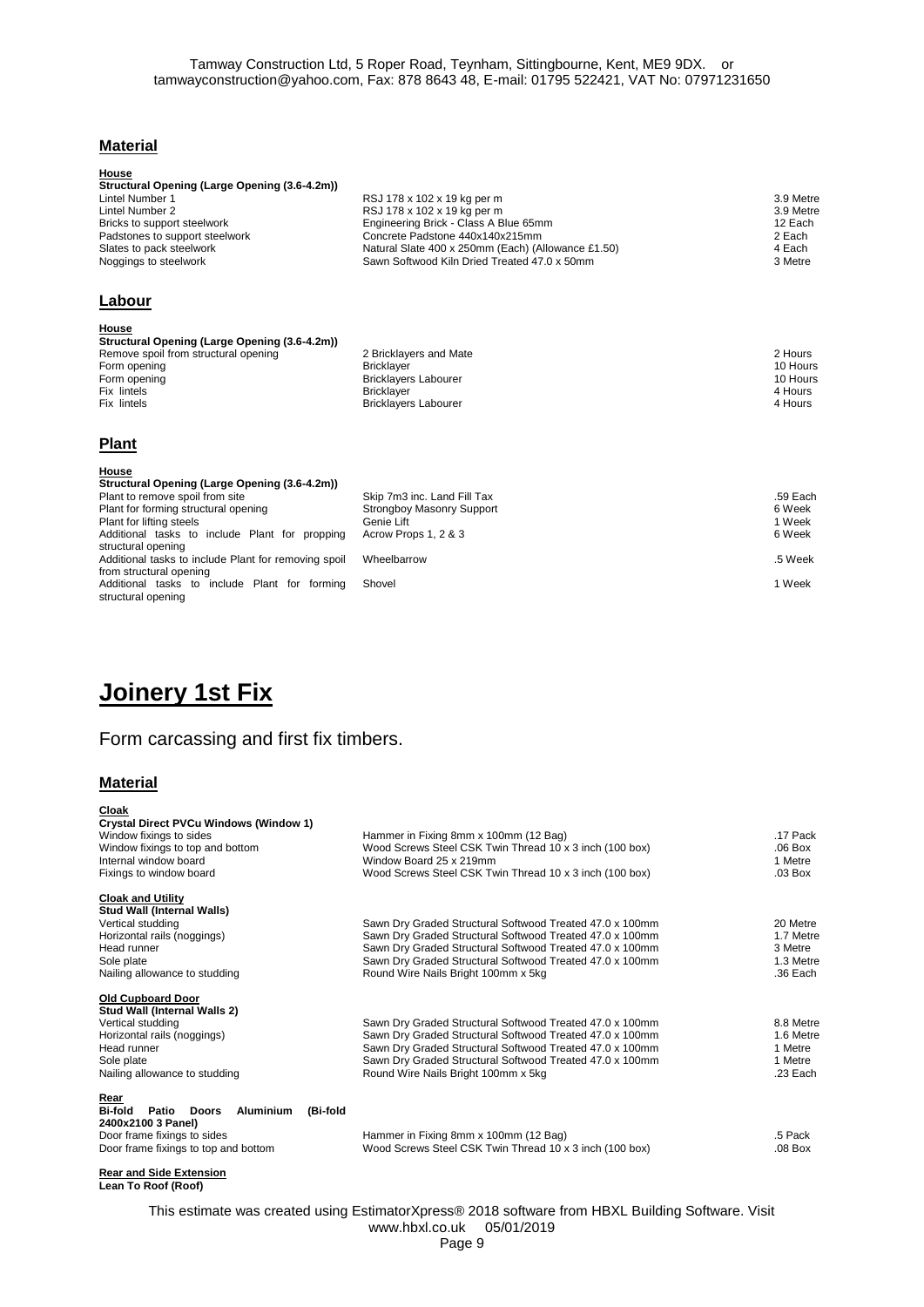Tamway Construction Ltd, 5 Roper Road, Teynham, Sittingbourne, Kent, ME9 9DX. or tamwayconstruction@yahoo.com, Fax: 878 8643 48, E-mail: 01795 522421, VAT No: 07971231650

## Material

**House**
**Structural Opening (Large Opening (3.6-4.2m))**

| | | |
|---|---|---|
| Lintel Number 1 | RSJ 178 x 102 x 19 kg per m | 3.9 Metre |
| Lintel Number 2 | RSJ 178 x 102 x 19 kg per m | 3.9 Metre |
| Bricks to support steelwork | Engineering Brick - Class A Blue 65mm | 12 Each |
| Padstones to support steelwork | Concrete Padstone 440x140x215mm | 2 Each |
| Slates to pack steelwork | Natural Slate 400 x 250mm (Each) (Allowance £1.50) | 4 Each |
| Noggings to steelwork | Sawn Softwood Kiln Dried Treated 47.0 x 50mm | 3 Metre |

## Labour

**House**
**Structural Opening (Large Opening (3.6-4.2m))**

| | | |
|---|---|---|
| Remove spoil from structural opening | 2 Bricklayers and Mate | 2 Hours |
| Form opening | Bricklayer | 10 Hours |
| Form opening | Bricklayers Labourer | 10 Hours |
| Fix lintels | Bricklayer | 4 Hours |
| Fix lintels | Bricklayers Labourer | 4 Hours |

## Plant

**House**
**Structural Opening (Large Opening (3.6-4.2m))**

| | | |
|---|---|---|
| Plant to remove spoil from site | Skip 7m3 inc. Land Fill Tax | .59 Each |
| Plant for forming structural opening | Strongboy Masonry Support | 6 Week |
| Plant for lifting steels | Genie Lift | 1 Week |
| Additional tasks to include Plant for propping structural opening | Acrow Props 1, 2 & 3 | 6 Week |
| Additional tasks to include Plant for removing spoil from structural opening | Wheelbarrow | .5 Week |
| Additional tasks to include Plant for forming structural opening | Shovel | 1 Week |

# Joinery 1st Fix

Form carcassing and first fix timbers.

## Material

**Cloak**
**Crystal Direct PVCu Windows (Window 1)**

| | | |
|---|---|---|
| Window fixings to sides | Hammer in Fixing 8mm x 100mm (12 Bag) | .17 Pack |
| Window fixings to top and bottom | Wood Screws Steel CSK Twin Thread 10 x 3 inch (100 box) | .06 Box |
| Internal window board | Window Board 25 x 219mm | 1 Metre |
| Fixings to window board | Wood Screws Steel CSK Twin Thread 10 x 3 inch (100 box) | .03 Box |

**Cloak and Utility**
**Stud Wall (Internal Walls)**

| | | |
|---|---|---|
| Vertical studding | Sawn Dry Graded Structural Softwood Treated 47.0 x 100mm | 20 Metre |
| Horizontal rails (noggings) | Sawn Dry Graded Structural Softwood Treated 47.0 x 100mm | 1.7 Metre |
| Head runner | Sawn Dry Graded Structural Softwood Treated 47.0 x 100mm | 3 Metre |
| Sole plate | Sawn Dry Graded Structural Softwood Treated 47.0 x 100mm | 1.3 Metre |
| Nailing allowance to studding | Round Wire Nails Bright 100mm x 5kg | .36 Each |

**Old Cupboard Door**
**Stud Wall (Internal Walls 2)**

| | | |
|---|---|---|
| Vertical studding | Sawn Dry Graded Structural Softwood Treated 47.0 x 100mm | 8.8 Metre |
| Horizontal rails (noggings) | Sawn Dry Graded Structural Softwood Treated 47.0 x 100mm | 1.6 Metre |
| Head runner | Sawn Dry Graded Structural Softwood Treated 47.0 x 100mm | 1 Metre |
| Sole plate | Sawn Dry Graded Structural Softwood Treated 47.0 x 100mm | 1 Metre |
| Nailing allowance to studding | Round Wire Nails Bright 100mm x 5kg | .23 Each |

**Rear**
**Bi-fold Patio Doors Aluminium (Bi-fold 2400x2100 3 Panel)**

| | | |
|---|---|---|
| Door frame fixings to sides | Hammer in Fixing 8mm x 100mm (12 Bag) | .5 Pack |
| Door frame fixings to top and bottom | Wood Screws Steel CSK Twin Thread 10 x 3 inch (100 box) | .08 Box |

**Rear and Side Extension**
**Lean To Roof (Roof)**

This estimate was created using EstimatorXpress® 2018 software from HBXL Building Software. Visit www.hbxl.co.uk 05/01/2019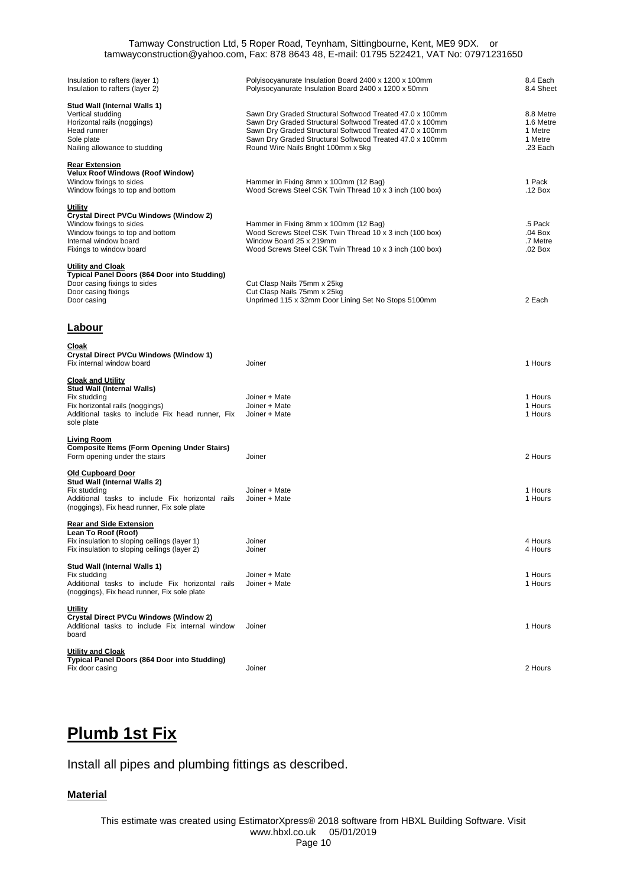| | | |
|---|---|---|
| Insulation to rafters (layer 1) | Polyisocyanurate Insulation Board 2400 x 1200 x 100mm | 8.4 Each |
| Insulation to rafters (layer 2) | Polyisocyanurate Insulation Board 2400 x 1200 x 50mm | 8.4 Sheet |
| **Stud Wall (Internal Walls 1)** | | |
| Vertical studding | Sawn Dry Graded Structural Softwood Treated 47.0 x 100mm | 8.8 Metre |
| Horizontal rails (noggings) | Sawn Dry Graded Structural Softwood Treated 47.0 x 100mm | 1.6 Metre |
| Head runner | Sawn Dry Graded Structural Softwood Treated 47.0 x 100mm | 1 Metre |
| Sole plate | Sawn Dry Graded Structural Softwood Treated 47.0 x 100mm | 1 Metre |
| Nailing allowance to studding | Round Wire Nails Bright 100mm x 5kg | .23 Each |
| **Rear Extension** | | |
| **Velux Roof Windows (Roof Window)** | | |
| Window fixings to sides | Hammer in Fixing 8mm x 100mm (12 Bag) | 1 Pack |
| Window fixings to top and bottom | Wood Screws Steel CSK Twin Thread 10 x 3 inch (100 box) | .12 Box |
| **Utility** | | |
| **Crystal Direct PVCu Windows (Window 2)** | | |
| Window fixings to sides | Hammer in Fixing 8mm x 100mm (12 Bag) | .5 Pack |
| Window fixings to top and bottom | Wood Screws Steel CSK Twin Thread 10 x 3 inch (100 box) | .04 Box |
| Internal window board | Window Board 25 x 219mm | .7 Metre |
| Fixings to window board | Wood Screws Steel CSK Twin Thread 10 x 3 inch (100 box) | .02 Box |
| **Utility and Cloak** | | |
| **Typical Panel Doors (864 Door into Studding)** | | |
| Door casing fixings to sides | Cut Clasp Nails 75mm x 25kg | |
| Door casing fixings | Cut Clasp Nails 75mm x 25kg | |
| Door casing | Unprimed 115 x 32mm Door Lining Set No Stops 5100mm | 2 Each |

## Labour

| | | |
|---|---|---|
| **Cloak** | | |
| **Crystal Direct PVCu Windows (Window 1)** | | |
| Fix internal window board | Joiner | 1 Hours |
| **Cloak and Utility** | | |
| **Stud Wall (Internal Walls)** | | |
| Fix studding | Joiner + Mate | 1 Hours |
| Fix horizontal rails (noggings) | Joiner + Mate | 1 Hours |
| Additional tasks to include Fix head runner, Fix sole plate | Joiner + Mate | 1 Hours |
| **Living Room** | | |
| **Composite Items (Form Opening Under Stairs)** | | |
| Form opening under the stairs | Joiner | 2 Hours |
| **Old Cupboard Door** | | |
| **Stud Wall (Internal Walls 2)** | | |
| Fix studding | Joiner + Mate | 1 Hours |
| Additional tasks to include Fix horizontal rails (noggings), Fix head runner, Fix sole plate | Joiner + Mate | 1 Hours |
| **Rear and Side Extension** | | |
| **Lean To Roof (Roof)** | | |
| Fix insulation to sloping ceilings (layer 1) | Joiner | 4 Hours |
| Fix insulation to sloping ceilings (layer 2) | Joiner | 4 Hours |
| **Stud Wall (Internal Walls 1)** | | |
| Fix studding | Joiner + Mate | 1 Hours |
| Additional tasks to include Fix horizontal rails (noggings), Fix head runner, Fix sole plate | Joiner + Mate | 1 Hours |
| **Utility** | | |
| **Crystal Direct PVCu Windows (Window 2)** | | |
| Additional tasks to include Fix internal window board | Joiner | 1 Hours |
| **Utility and Cloak** | | |
| **Typical Panel Doors (864 Door into Studding)** | | |
| Fix door casing | Joiner | 2 Hours |

# Plumb 1st Fix

Install all pipes and plumbing fittings as described.

### Material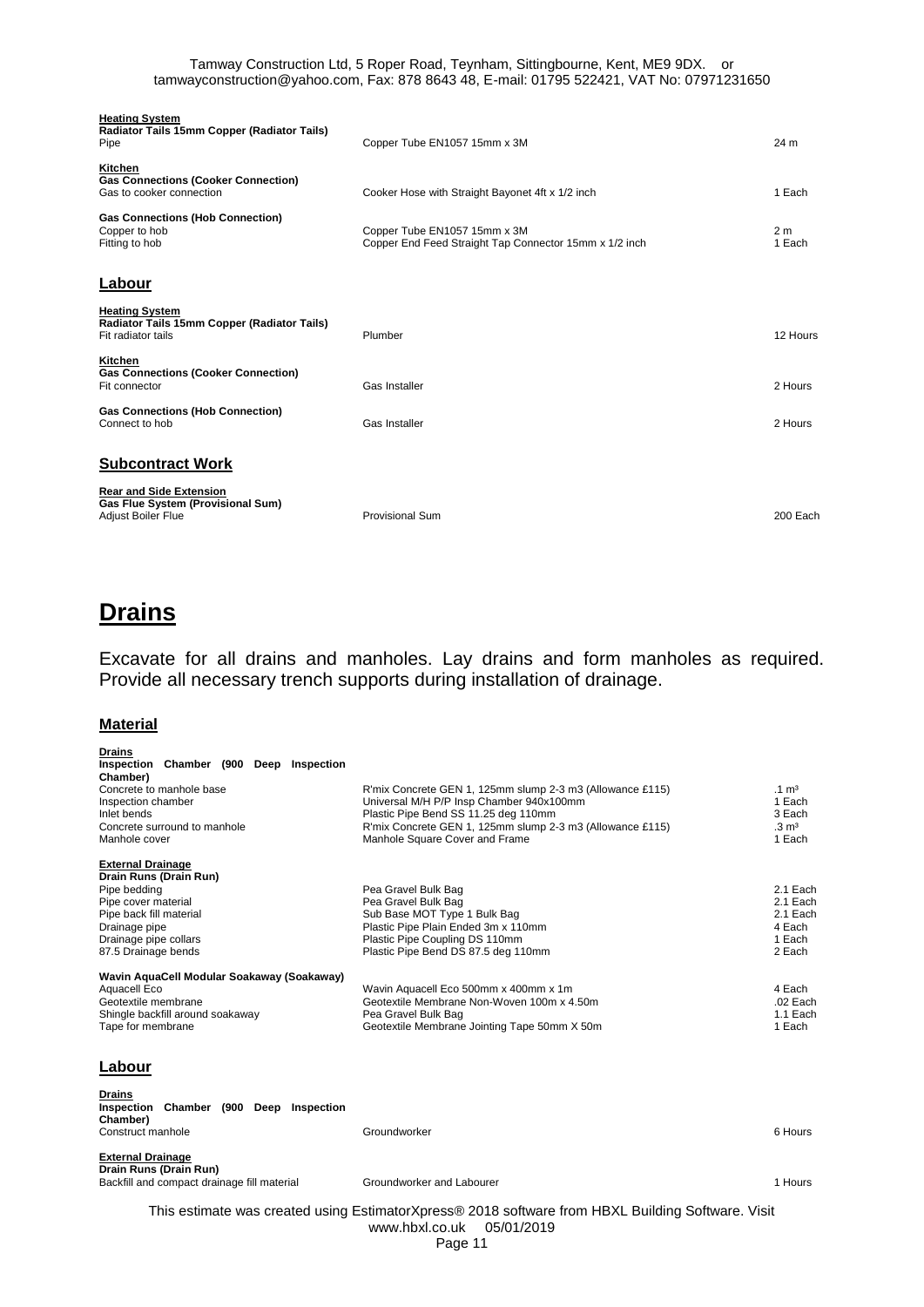**Heating System**
**Radiator Tails 15mm Copper (Radiator Tails)**

| | | |
|---|---|---|
| Pipe | Copper Tube EN1057 15mm x 3M | 24 m |

**Kitchen**
**Gas Connections (Cooker Connection)**

| | | |
|---|---|---|
| Gas to cooker connection | Cooker Hose with Straight Bayonet 4ft x 1/2 inch | 1 Each |

**Gas Connections (Hob Connection)**

| | | |
|---|---|---|
| Copper to hob | Copper Tube EN1057 15mm x 3M | 2 m |
| Fitting to hob | Copper End Feed Straight Tap Connector 15mm x 1/2 inch | 1 Each |

## Labour

**Heating System**
**Radiator Tails 15mm Copper (Radiator Tails)**

| | | |
|---|---|---|
| Fit radiator tails | Plumber | 12 Hours |

**Kitchen**
**Gas Connections (Cooker Connection)**

| | | |
|---|---|---|
| Fit connector | Gas Installer | 2 Hours |

**Gas Connections (Hob Connection)**

| | | |
|---|---|---|
| Connect to hob | Gas Installer | 2 Hours |

## Subcontract Work

**Rear and Side Extension**
**Gas Flue System (Provisional Sum)**

| | | |
|---|---|---|
| Adjust Boiler Flue | Provisional Sum | 200 Each |

# Drains

Excavate for all drains and manholes. Lay drains and form manholes as required. Provide all necessary trench supports during installation of drainage.

### Material

**Drains**
**Inspection Chamber (900 Deep Inspection Chamber)**

| | | |
|---|---|---|
| Concrete to manhole base | R'mix Concrete GEN 1, 125mm slump 2-3 m3 (Allowance £115) | .1 m³ |
| Inspection chamber | Universal M/H P/P Insp Chamber 940x100mm | 1 Each |
| Inlet bends | Plastic Pipe Bend SS 11.25 deg 110mm | 3 Each |
| Concrete surround to manhole | R'mix Concrete GEN 1, 125mm slump 2-3 m3 (Allowance £115) | .3 m³ |
| Manhole cover | Manhole Square Cover and Frame | 1 Each |

**External Drainage**
**Drain Runs (Drain Run)**

| | | |
|---|---|---|
| Pipe bedding | Pea Gravel Bulk Bag | 2.1 Each |
| Pipe cover material | Pea Gravel Bulk Bag | 2.1 Each |
| Pipe back fill material | Sub Base MOT Type 1 Bulk Bag | 2.1 Each |
| Drainage pipe | Plastic Pipe Plain Ended 3m x 110mm | 4 Each |
| Drainage pipe collars | Plastic Pipe Coupling DS 110mm | 1 Each |
| 87.5 Drainage bends | Plastic Pipe Bend DS 87.5 deg 110mm | 2 Each |

**Wavin AquaCell Modular Soakaway (Soakaway)**

| | | |
|---|---|---|
| Aquacell Eco | Wavin Aquacell Eco 500mm x 400mm x 1m | 4 Each |
| Geotextile membrane | Geotextile Membrane Non-Woven 100m x 4.50m | .02 Each |
| Shingle backfill around soakaway | Pea Gravel Bulk Bag | 1.1 Each |
| Tape for membrane | Geotextile Membrane Jointing Tape 50mm X 50m | 1 Each |

### Labour

**Drains**
**Inspection Chamber (900 Deep Inspection Chamber)**

| | | |
|---|---|---|
| Construct manhole | Groundworker | 6 Hours |

**External Drainage**
**Drain Runs (Drain Run)**

| | | |
|---|---|---|
| Backfill and compact drainage fill material | Groundworker and Labourer | 1 Hours |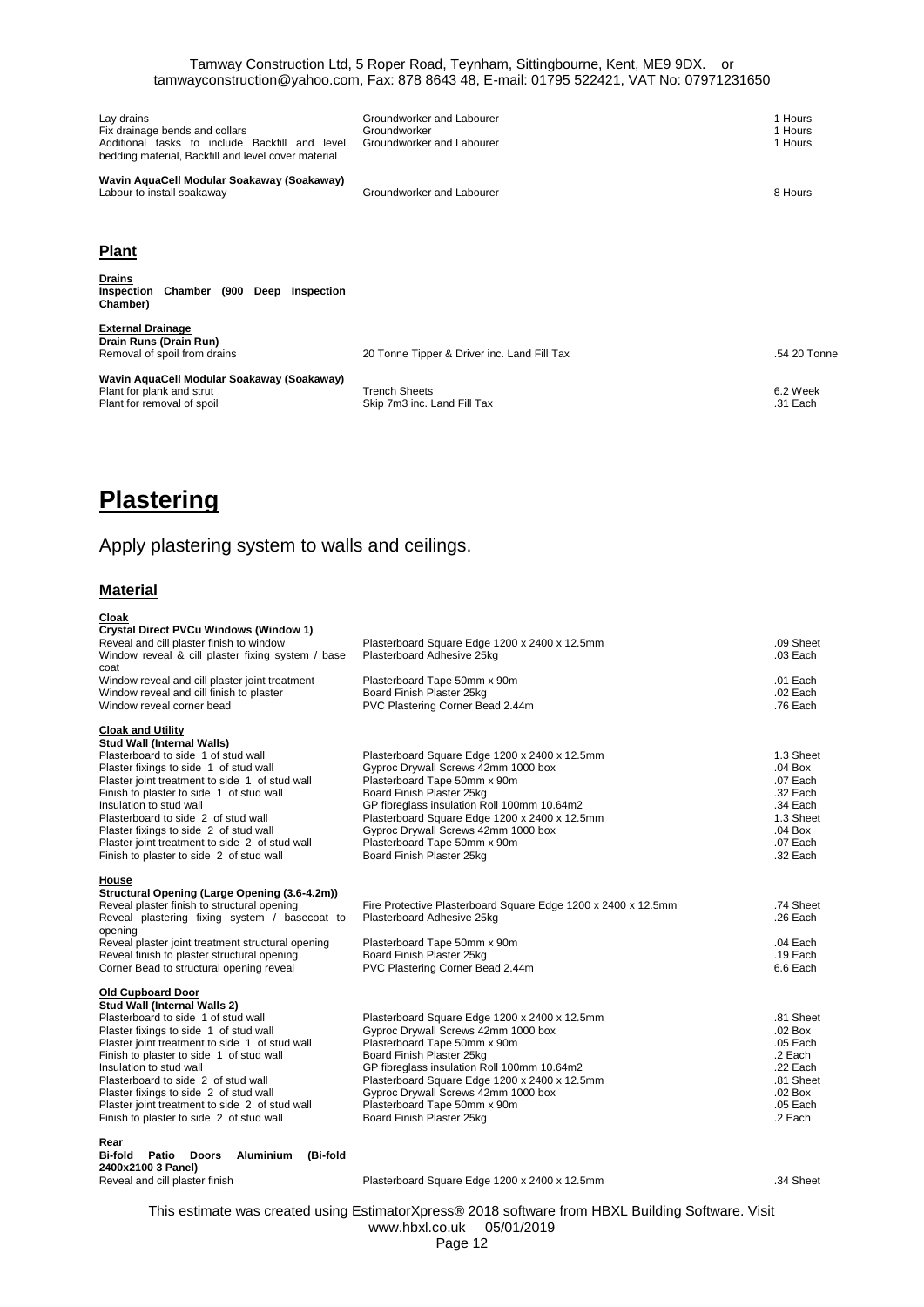| | | |
|---|---|---|
| Lay drains | Groundworker and Labourer | 1 Hours |
| Fix drainage bends and collars | Groundworker | 1 Hours |
| Additional tasks to include Backfill and level bedding material, Backfill and level cover material | Groundworker and Labourer | 1 Hours |
| **Wavin AquaCell Modular Soakaway (Soakaway)** | | |
| Labour to install soakaway | Groundworker and Labourer | 8 Hours |

## Plant

| | | |
|---|---|---|
| **Drains** | | |
| **Inspection Chamber (900 Deep Inspection Chamber)** | | |
| **External Drainage** | | |
| **Drain Runs (Drain Run)** | | |
| Removal of spoil from drains | 20 Tonne Tipper & Driver inc. Land Fill Tax | .54 20 Tonne |
| **Wavin AquaCell Modular Soakaway (Soakaway)** | | |
| Plant for plank and strut | Trench Sheets | 6.2 Week |
| Plant for removal of spoil | Skip 7m3 inc. Land Fill Tax | .31 Each |

# Plastering

Apply plastering system to walls and ceilings.

## Material

| | | |
|---|---|---|
| **Cloak** | | |
| **Crystal Direct PVCu Windows (Window 1)** | | |
| Reveal and cill plaster finish to window | Plasterboard Square Edge 1200 x 2400 x 12.5mm | .09 Sheet |
| Window reveal & cill plaster fixing system / base coat | Plasterboard Adhesive 25kg | .03 Each |
| Window reveal and cill plaster joint treatment | Plasterboard Tape 50mm x 90m | .01 Each |
| Window reveal and cill finish to plaster | Board Finish Plaster 25kg | .02 Each |
| Window reveal corner bead | PVC Plastering Corner Bead 2.44m | .76 Each |
| **Cloak and Utility** | | |
| **Stud Wall (Internal Walls)** | | |
| Plasterboard to side 1 of stud wall | Plasterboard Square Edge 1200 x 2400 x 12.5mm | 1.3 Sheet |
| Plaster fixings to side 1 of stud wall | Gyproc Drywall Screws 42mm 1000 box | .04 Box |
| Plaster joint treatment to side 1 of stud wall | Plasterboard Tape 50mm x 90m | .07 Each |
| Finish to plaster to side 1 of stud wall | Board Finish Plaster 25kg | .32 Each |
| Insulation to stud wall | GP fibreglass insulation Roll 100mm 10.64m2 | .34 Each |
| Plasterboard to side 2 of stud wall | Plasterboard Square Edge 1200 x 2400 x 12.5mm | 1.3 Sheet |
| Plaster fixings to side 2 of stud wall | Gyproc Drywall Screws 42mm 1000 box | .04 Box |
| Plaster joint treatment to side 2 of stud wall | Plasterboard Tape 50mm x 90m | .07 Each |
| Finish to plaster to side 2 of stud wall | Board Finish Plaster 25kg | .32 Each |
| **House** | | |
| **Structural Opening (Large Opening (3.6-4.2m))** | | |
| Reveal plaster finish to structural opening | Fire Protective Plasterboard Square Edge 1200 x 2400 x 12.5mm | .74 Sheet |
| Reveal plastering fixing system / basecoat to opening | Plasterboard Adhesive 25kg | .26 Each |
| Reveal plaster joint treatment structural opening | Plasterboard Tape 50mm x 90m | .04 Each |
| Reveal finish to plaster structural opening | Board Finish Plaster 25kg | .19 Each |
| Corner Bead to structural opening reveal | PVC Plastering Corner Bead 2.44m | 6.6 Each |
| **Old Cupboard Door** | | |
| **Stud Wall (Internal Walls 2)** | | |
| Plasterboard to side 1 of stud wall | Plasterboard Square Edge 1200 x 2400 x 12.5mm | .81 Sheet |
| Plaster fixings to side 1 of stud wall | Gyproc Drywall Screws 42mm 1000 box | .02 Box |
| Plaster joint treatment to side 1 of stud wall | Plasterboard Tape 50mm x 90m | .05 Each |
| Finish to plaster to side 1 of stud wall | Board Finish Plaster 25kg | .2 Each |
| Insulation to stud wall | GP fibreglass insulation Roll 100mm 10.64m2 | .22 Each |
| Plasterboard to side 2 of stud wall | Plasterboard Square Edge 1200 x 2400 x 12.5mm | .81 Sheet |
| Plaster fixings to side 2 of stud wall | Gyproc Drywall Screws 42mm 1000 box | .02 Box |
| Plaster joint treatment to side 2 of stud wall | Plasterboard Tape 50mm x 90m | .05 Each |
| Finish to plaster to side 2 of stud wall | Board Finish Plaster 25kg | .2 Each |
| **Rear** | | |
| **Bi-fold Patio Doors Aluminium (Bi-fold 2400x2100 3 Panel)** | | |
| Reveal and cill plaster finish | Plasterboard Square Edge 1200 x 2400 x 12.5mm | .34 Sheet |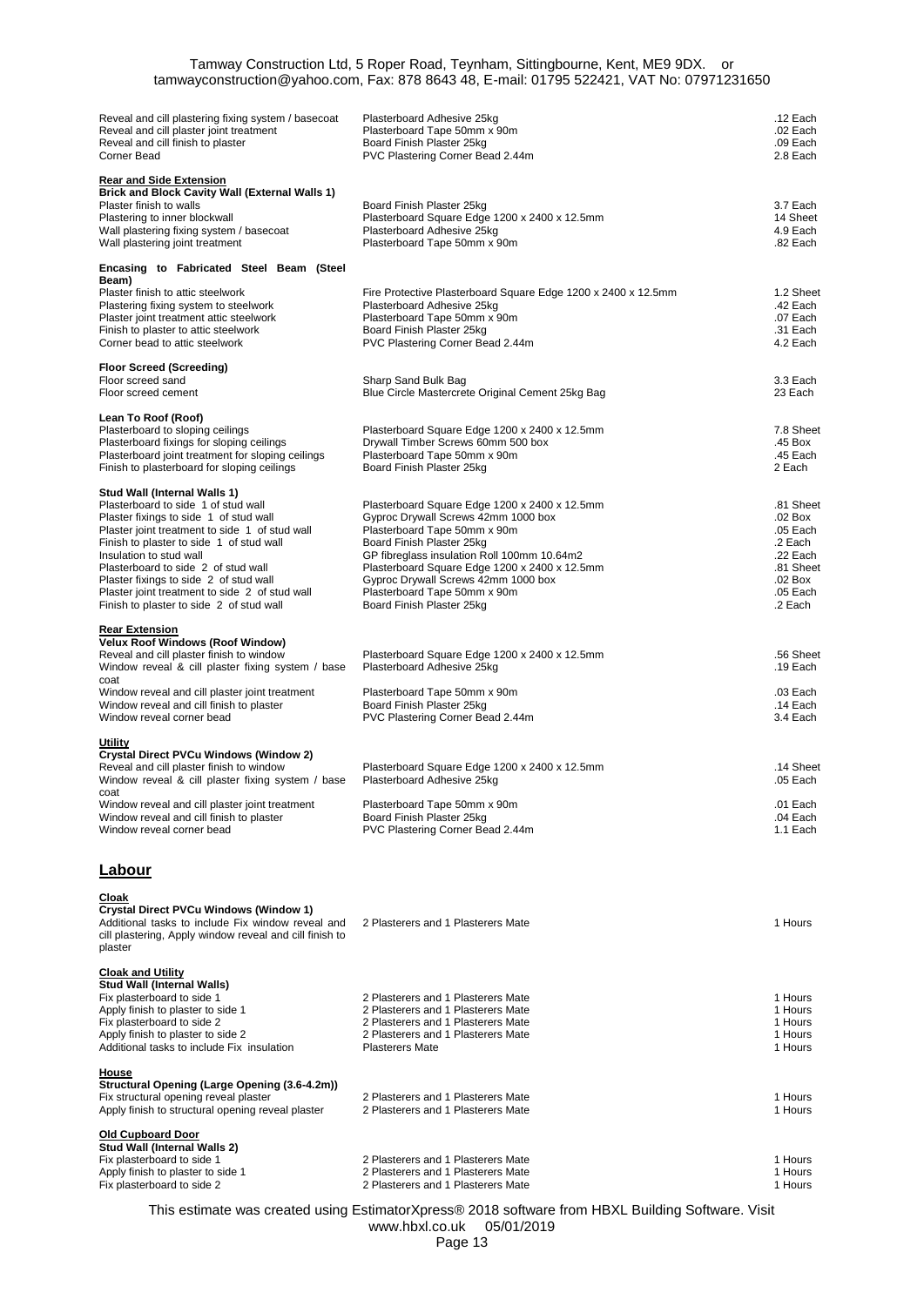| | | |
|---|---|---|
| Reveal and cill plastering fixing system / basecoat | Plasterboard Adhesive 25kg | .12 Each |
| Reveal and cill plaster joint treatment | Plasterboard Tape 50mm x 90m | .02 Each |
| Reveal and cill finish to plaster | Board Finish Plaster 25kg | .09 Each |
| Corner Bead | PVC Plastering Corner Bead 2.44m | 2.8 Each |

**Rear and Side Extension**
**Brick and Block Cavity Wall (External Walls 1)**

| | | |
|---|---|---|
| Plaster finish to walls | Board Finish Plaster 25kg | 3.7 Each |
| Plastering to inner blockwall | Plasterboard Square Edge 1200 x 2400 x 12.5mm | 14 Sheet |
| Wall plastering fixing system / basecoat | Plasterboard Adhesive 25kg | 4.9 Each |
| Wall plastering joint treatment | Plasterboard Tape 50mm x 90m | .82 Each |

**Encasing to Fabricated Steel Beam (Steel Beam)**

| | | |
|---|---|---|
| Plaster finish to attic steelwork | Fire Protective Plasterboard Square Edge 1200 x 2400 x 12.5mm | 1.2 Sheet |
| Plastering fixing system to steelwork | Plasterboard Adhesive 25kg | .42 Each |
| Plaster joint treatment attic steelwork | Plasterboard Tape 50mm x 90m | .07 Each |
| Finish to plaster to attic steelwork | Board Finish Plaster 25kg | .31 Each |
| Corner bead to attic steelwork | PVC Plastering Corner Bead 2.44m | 4.2 Each |

**Floor Screed (Screeding)**

| | | |
|---|---|---|
| Floor screed sand | Sharp Sand Bulk Bag | 3.3 Each |
| Floor screed cement | Blue Circle Mastercrete Original Cement 25kg Bag | 23 Each |

**Lean To Roof (Roof)**

| | | |
|---|---|---|
| Plasterboard to sloping ceilings | Plasterboard Square Edge 1200 x 2400 x 12.5mm | 7.8 Sheet |
| Plasterboard fixings for sloping ceilings | Drywall Timber Screws 60mm 500 box | .45 Box |
| Plasterboard joint treatment for sloping ceilings | Plasterboard Tape 50mm x 90m | .45 Each |
| Finish to plasterboard for sloping ceilings | Board Finish Plaster 25kg | 2 Each |

**Stud Wall (Internal Walls 1)**

| | | |
|---|---|---|
| Plasterboard to side 1 of stud wall | Plasterboard Square Edge 1200 x 2400 x 12.5mm | .81 Sheet |
| Plaster fixings to side 1 of stud wall | Gyproc Drywall Screws 42mm 1000 box | .02 Box |
| Plaster joint treatment to side 1 of stud wall | Plasterboard Tape 50mm x 90m | .05 Each |
| Finish to plaster to side 1 of stud wall | Board Finish Plaster 25kg | .2 Each |
| Insulation to stud wall | GP fibreglass insulation Roll 100mm 10.64m2 | .22 Each |
| Plasterboard to side 2 of stud wall | Plasterboard Square Edge 1200 x 2400 x 12.5mm | .81 Sheet |
| Plaster fixings to side 2 of stud wall | Gyproc Drywall Screws 42mm 1000 box | .02 Box |
| Plaster joint treatment to side 2 of stud wall | Plasterboard Tape 50mm x 90m | .05 Each |
| Finish to plaster to side 2 of stud wall | Board Finish Plaster 25kg | .2 Each |

**Rear Extension**
**Velux Roof Windows (Roof Window)**

| | | |
|---|---|---|
| Reveal and cill plaster finish to window | Plasterboard Square Edge 1200 x 2400 x 12.5mm | .56 Sheet |
| Window reveal & cill plaster fixing system / base coat | Plasterboard Adhesive 25kg | .19 Each |
| Window reveal and cill plaster joint treatment | Plasterboard Tape 50mm x 90m | .03 Each |
| Window reveal and cill finish to plaster | Board Finish Plaster 25kg | .14 Each |
| Window reveal corner bead | PVC Plastering Corner Bead 2.44m | 3.4 Each |

**Utility**
**Crystal Direct PVCu Windows (Window 2)**

| | | |
|---|---|---|
| Reveal and cill plaster finish to window | Plasterboard Square Edge 1200 x 2400 x 12.5mm | .14 Sheet |
| Window reveal & cill plaster fixing system / base coat | Plasterboard Adhesive 25kg | .05 Each |
| Window reveal and cill plaster joint treatment | Plasterboard Tape 50mm x 90m | .01 Each |
| Window reveal and cill finish to plaster | Board Finish Plaster 25kg | .04 Each |
| Window reveal corner bead | PVC Plastering Corner Bead 2.44m | 1.1 Each |

## Labour

**Cloak**
**Crystal Direct PVCu Windows (Window 1)**

| | | |
|---|---|---|
| Additional tasks to include Fix window reveal and cill plastering, Apply window reveal and cill finish to plaster | 2 Plasterers and 1 Plasterers Mate | 1 Hours |

**Cloak and Utility**
**Stud Wall (Internal Walls)**

| | | |
|---|---|---|
| Fix plasterboard to side 1 | 2 Plasterers and 1 Plasterers Mate | 1 Hours |
| Apply finish to plaster to side 1 | 2 Plasterers and 1 Plasterers Mate | 1 Hours |
| Fix plasterboard to side 2 | 2 Plasterers and 1 Plasterers Mate | 1 Hours |
| Apply finish to plaster to side 2 | 2 Plasterers and 1 Plasterers Mate | 1 Hours |
| Additional tasks to include Fix insulation | Plasterers Mate | 1 Hours |

**House**
**Structural Opening (Large Opening (3.6-4.2m))**

| | | |
|---|---|---|
| Fix structural opening reveal plaster | 2 Plasterers and 1 Plasterers Mate | 1 Hours |
| Apply finish to structural opening reveal plaster | 2 Plasterers and 1 Plasterers Mate | 1 Hours |

**Old Cupboard Door**
**Stud Wall (Internal Walls 2)**

| | | |
|---|---|---|
| Fix plasterboard to side 1 | 2 Plasterers and 1 Plasterers Mate | 1 Hours |
| Apply finish to plaster to side 1 | 2 Plasterers and 1 Plasterers Mate | 1 Hours |
| Fix plasterboard to side 2 | 2 Plasterers and 1 Plasterers Mate | 1 Hours |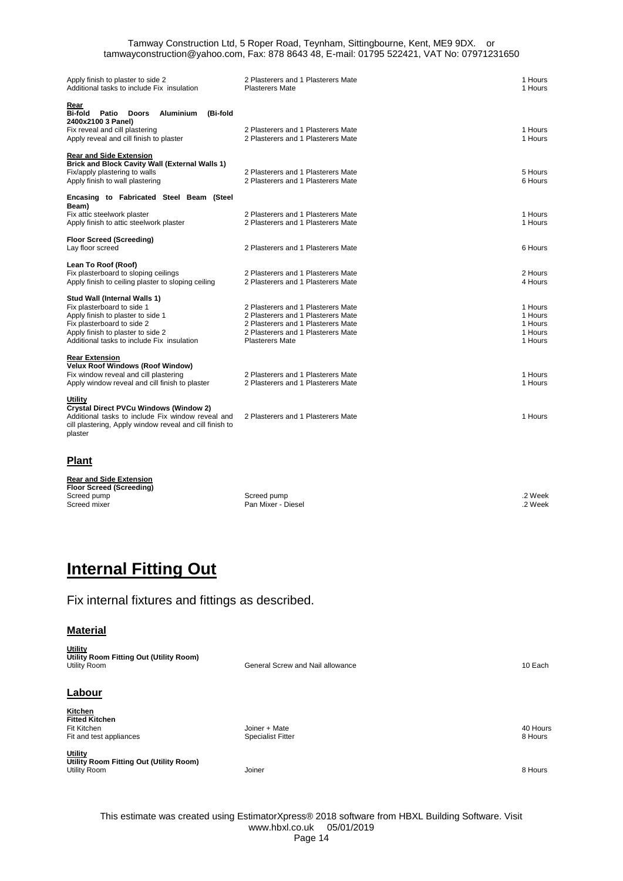| | | |
|---|---|---|
| Apply finish to plaster to side 2 | 2 Plasterers and 1 Plasterers Mate | 1 Hours |
| Additional tasks to include Fix insulation | Plasterers Mate | 1 Hours |
| **Rear** | | |
| **Bi-fold Patio Doors Aluminium (Bi-fold 2400x2100 3 Panel)** | | |
| Fix reveal and cill plastering | 2 Plasterers and 1 Plasterers Mate | 1 Hours |
| Apply reveal and cill finish to plaster | 2 Plasterers and 1 Plasterers Mate | 1 Hours |
| **Rear and Side Extension** | | |
| **Brick and Block Cavity Wall (External Walls 1)** | | |
| Fix/apply plastering to walls | 2 Plasterers and 1 Plasterers Mate | 5 Hours |
| Apply finish to wall plastering | 2 Plasterers and 1 Plasterers Mate | 6 Hours |
| **Encasing to Fabricated Steel Beam (Steel Beam)** | | |
| Fix attic steelwork plaster | 2 Plasterers and 1 Plasterers Mate | 1 Hours |
| Apply finish to attic steelwork plaster | 2 Plasterers and 1 Plasterers Mate | 1 Hours |
| **Floor Screed (Screeding)** | | |
| Lay floor screed | 2 Plasterers and 1 Plasterers Mate | 6 Hours |
| **Lean To Roof (Roof)** | | |
| Fix plasterboard to sloping ceilings | 2 Plasterers and 1 Plasterers Mate | 2 Hours |
| Apply finish to ceiling plaster to sloping ceiling | 2 Plasterers and 1 Plasterers Mate | 4 Hours |
| **Stud Wall (Internal Walls 1)** | | |
| Fix plasterboard to side 1 | 2 Plasterers and 1 Plasterers Mate | 1 Hours |
| Apply finish to plaster to side 1 | 2 Plasterers and 1 Plasterers Mate | 1 Hours |
| Fix plasterboard to side 2 | 2 Plasterers and 1 Plasterers Mate | 1 Hours |
| Apply finish to plaster to side 2 | 2 Plasterers and 1 Plasterers Mate | 1 Hours |
| Additional tasks to include Fix insulation | Plasterers Mate | 1 Hours |
| **Rear Extension** | | |
| **Velux Roof Windows (Roof Window)** | | |
| Fix window reveal and cill plastering | 2 Plasterers and 1 Plasterers Mate | 1 Hours |
| Apply window reveal and cill finish to plaster | 2 Plasterers and 1 Plasterers Mate | 1 Hours |
| **Utility** | | |
| **Crystal Direct PVCu Windows (Window 2)** | | |
| Additional tasks to include Fix window reveal and cill plastering, Apply window reveal and cill finish to plaster | 2 Plasterers and 1 Plasterers Mate | 1 Hours |

## Plant

| | | |
|---|---|---|
| **Rear and Side Extension** | | |
| **Floor Screed (Screeding)** | | |
| Screed pump | Screed pump | .2 Week |
| Screed mixer | Pan Mixer - Diesel | .2 Week |

# Internal Fitting Out

Fix internal fixtures and fittings as described.

## Material

| | | |
|---|---|---|
| **Utility** | | |
| **Utility Room Fitting Out (Utility Room)** | | |
| Utility Room | General Screw and Nail allowance | 10 Each |

## Labour

| | | |
|---|---|---|
| **Kitchen** | | |
| **Fitted Kitchen** | | |
| Fit Kitchen | Joiner + Mate | 40 Hours |
| Fit and test appliances | Specialist Fitter | 8 Hours |
| **Utility** | | |
| **Utility Room Fitting Out (Utility Room)** | | |
| Utility Room | Joiner | 8 Hours |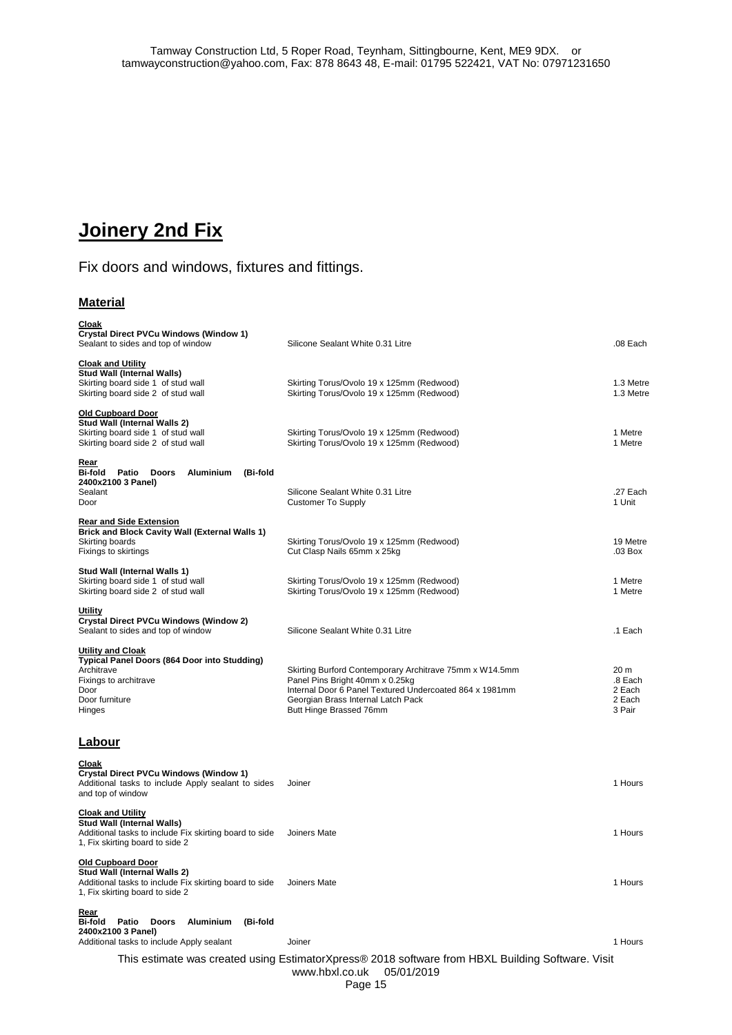# Joinery 2nd Fix

Fix doors and windows, fixtures and fittings.

## Material

**Cloak**
**Crystal Direct PVCu Windows (Window 1)**

| | | |
|---|---|---|
| Sealant to sides and top of window | Silicone Sealant White 0.31 Litre | .08 Each |

**Cloak and Utility**
**Stud Wall (Internal Walls)**

| | | |
|---|---|---|
| Skirting board side 1 of stud wall | Skirting Torus/Ovolo 19 x 125mm (Redwood) | 1.3 Metre |
| Skirting board side 2 of stud wall | Skirting Torus/Ovolo 19 x 125mm (Redwood) | 1.3 Metre |

**Old Cupboard Door**
**Stud Wall (Internal Walls 2)**

| | | |
|---|---|---|
| Skirting board side 1 of stud wall | Skirting Torus/Ovolo 19 x 125mm (Redwood) | 1 Metre |
| Skirting board side 2 of stud wall | Skirting Torus/Ovolo 19 x 125mm (Redwood) | 1 Metre |

**Rear**
**Bi-fold Patio Doors Aluminium (Bi-fold 2400x2100 3 Panel)**

| | | |
|---|---|---|
| Sealant | Silicone Sealant White 0.31 Litre | .27 Each |
| Door | Customer To Supply | 1 Unit |

**Rear and Side Extension**
**Brick and Block Cavity Wall (External Walls 1)**

| | | |
|---|---|---|
| Skirting boards | Skirting Torus/Ovolo 19 x 125mm (Redwood) | 19 Metre |
| Fixings to skirtings | Cut Clasp Nails 65mm x 25kg | .03 Box |

**Stud Wall (Internal Walls 1)**

| | | |
|---|---|---|
| Skirting board side 1 of stud wall | Skirting Torus/Ovolo 19 x 125mm (Redwood) | 1 Metre |
| Skirting board side 2 of stud wall | Skirting Torus/Ovolo 19 x 125mm (Redwood) | 1 Metre |

**Utility**
**Crystal Direct PVCu Windows (Window 2)**

| | | |
|---|---|---|
| Sealant to sides and top of window | Silicone Sealant White 0.31 Litre | .1 Each |

**Utility and Cloak**
**Typical Panel Doors (864 Door into Studding)**

| | | |
|---|---|---|
| Architrave | Skirting Burford Contemporary Architrave 75mm x W14.5mm | 20 m |
| Fixings to architrave | Panel Pins Bright 40mm x 0.25kg | .8 Each |
| Door | Internal Door 6 Panel Textured Undercoated 864 x 1981mm | 2 Each |
| Door furniture | Georgian Brass Internal Latch Pack | 2 Each |
| Hinges | Butt Hinge Brassed 76mm | 3 Pair |

## Labour

**Cloak**
**Crystal Direct PVCu Windows (Window 1)**

| | | |
|---|---|---|
| Additional tasks to include Apply sealant to sides and top of window | Joiner | 1 Hours |

**Cloak and Utility**
**Stud Wall (Internal Walls)**

| | | |
|---|---|---|
| Additional tasks to include Fix skirting board to side 1, Fix skirting board to side 2 | Joiners Mate | 1 Hours |

**Old Cupboard Door**
**Stud Wall (Internal Walls 2)**

| | | |
|---|---|---|
| Additional tasks to include Fix skirting board to side 1, Fix skirting board to side 2 | Joiners Mate | 1 Hours |

**Rear**
**Bi-fold Patio Doors Aluminium (Bi-fold 2400x2100 3 Panel)**

| | | |
|---|---|---|
| Additional tasks to include Apply sealant | Joiner | 1 Hours |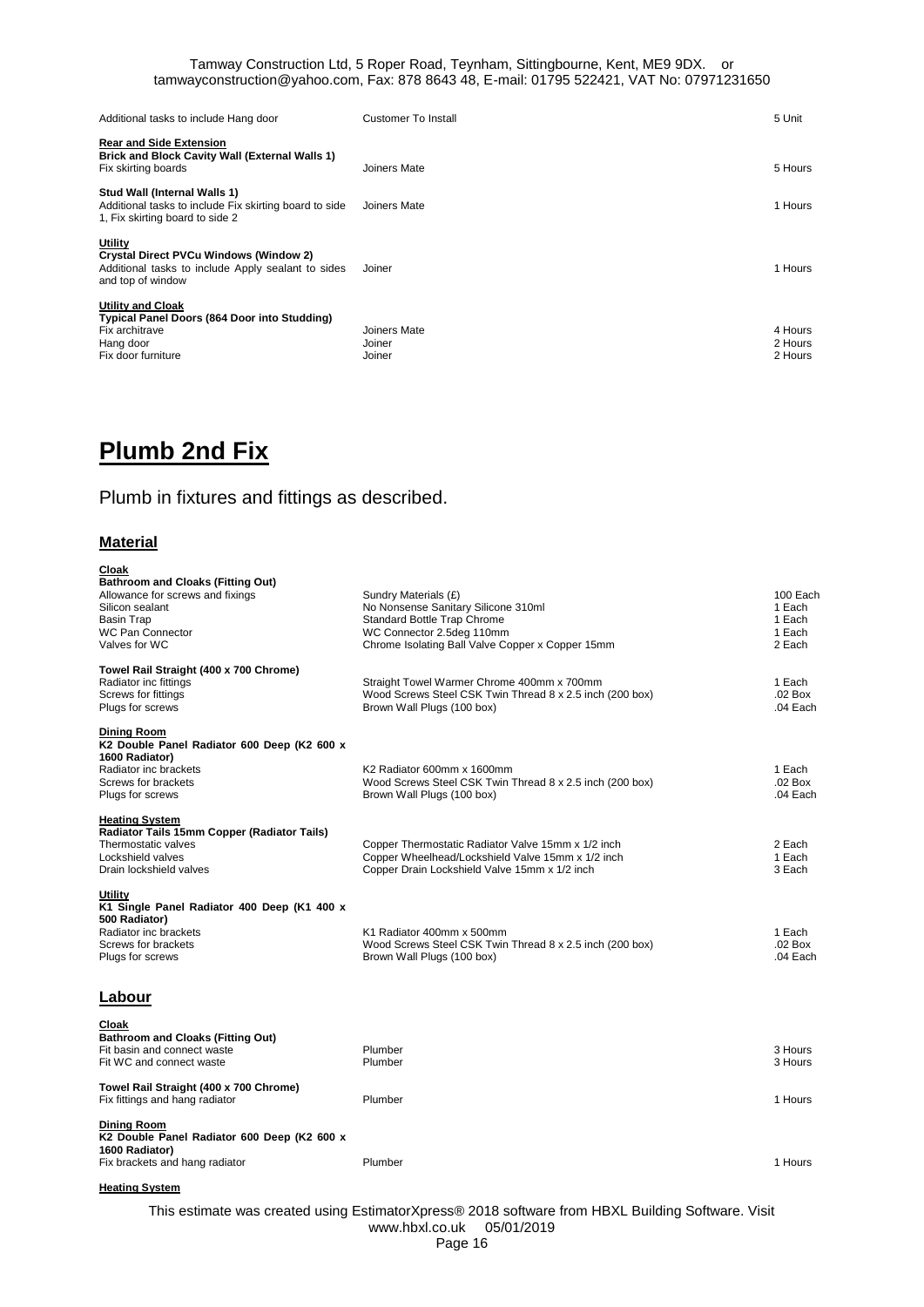| | | |
|---|---|---|
| Additional tasks to include Hang door | Customer To Install | 5 Unit |
| **Rear and Side Extension** | | |
| **Brick and Block Cavity Wall (External Walls 1)** | | |
| Fix skirting boards | Joiners Mate | 5 Hours |
| **Stud Wall (Internal Walls 1)** | | |
| Additional tasks to include Fix skirting board to side 1, Fix skirting board to side 2 | Joiners Mate | 1 Hours |
| **Utility** | | |
| **Crystal Direct PVCu Windows (Window 2)** | | |
| Additional tasks to include Apply sealant to sides and top of window | Joiner | 1 Hours |
| **Utility and Cloak** | | |
| **Typical Panel Doors (864 Door into Studding)** | | |
| Fix architrave | Joiners Mate | 4 Hours |
| Hang door | Joiner | 2 Hours |
| Fix door furniture | Joiner | 2 Hours |

# Plumb 2nd Fix

Plumb in fixtures and fittings as described.

## Material

| | | |
|---|---|---|
| **Cloak** | | |
| **Bathroom and Cloaks (Fitting Out)** | | |
| Allowance for screws and fixings | Sundry Materials (£) | 100 Each |
| Silicon sealant | No Nonsense Sanitary Silicone 310ml | 1 Each |
| Basin Trap | Standard Bottle Trap Chrome | 1 Each |
| WC Pan Connector | WC Connector 2.5deg 110mm | 1 Each |
| Valves for WC | Chrome Isolating Ball Valve Copper x Copper 15mm | 2 Each |
| **Towel Rail Straight (400 x 700 Chrome)** | | |
| Radiator inc fittings | Straight Towel Warmer Chrome 400mm x 700mm | 1 Each |
| Screws for fittings | Wood Screws Steel CSK Twin Thread 8 x 2.5 inch (200 box) | .02 Box |
| Plugs for screws | Brown Wall Plugs (100 box) | .04 Each |
| **Dining Room** | | |
| **K2 Double Panel Radiator 600 Deep (K2 600 x 1600 Radiator)** | | |
| Radiator inc brackets | K2 Radiator 600mm x 1600mm | 1 Each |
| Screws for brackets | Wood Screws Steel CSK Twin Thread 8 x 2.5 inch (200 box) | .02 Box |
| Plugs for screws | Brown Wall Plugs (100 box) | .04 Each |
| **Heating System** | | |
| **Radiator Tails 15mm Copper (Radiator Tails)** | | |
| Thermostatic valves | Copper Thermostatic Radiator Valve 15mm x 1/2 inch | 2 Each |
| Lockshield valves | Copper Wheelhead/Lockshield Valve 15mm x 1/2 inch | 1 Each |
| Drain lockshield valves | Copper Drain Lockshield Valve 15mm x 1/2 inch | 3 Each |
| **Utility** | | |
| **K1 Single Panel Radiator 400 Deep (K1 400 x 500 Radiator)** | | |
| Radiator inc brackets | K1 Radiator 400mm x 500mm | 1 Each |
| Screws for brackets | Wood Screws Steel CSK Twin Thread 8 x 2.5 inch (200 box) | .02 Box |
| Plugs for screws | Brown Wall Plugs (100 box) | .04 Each |

## Labour

| | | |
|---|---|---|
| **Cloak** | | |
| **Bathroom and Cloaks (Fitting Out)** | | |
| Fit basin and connect waste | Plumber | 3 Hours |
| Fit WC and connect waste | Plumber | 3 Hours |
| **Towel Rail Straight (400 x 700 Chrome)** | | |
| Fix fittings and hang radiator | Plumber | 1 Hours |
| **Dining Room** | | |
| **K2 Double Panel Radiator 600 Deep (K2 600 x 1600 Radiator)** | | |
| Fix brackets and hang radiator | Plumber | 1 Hours |
| **Heating System** | | |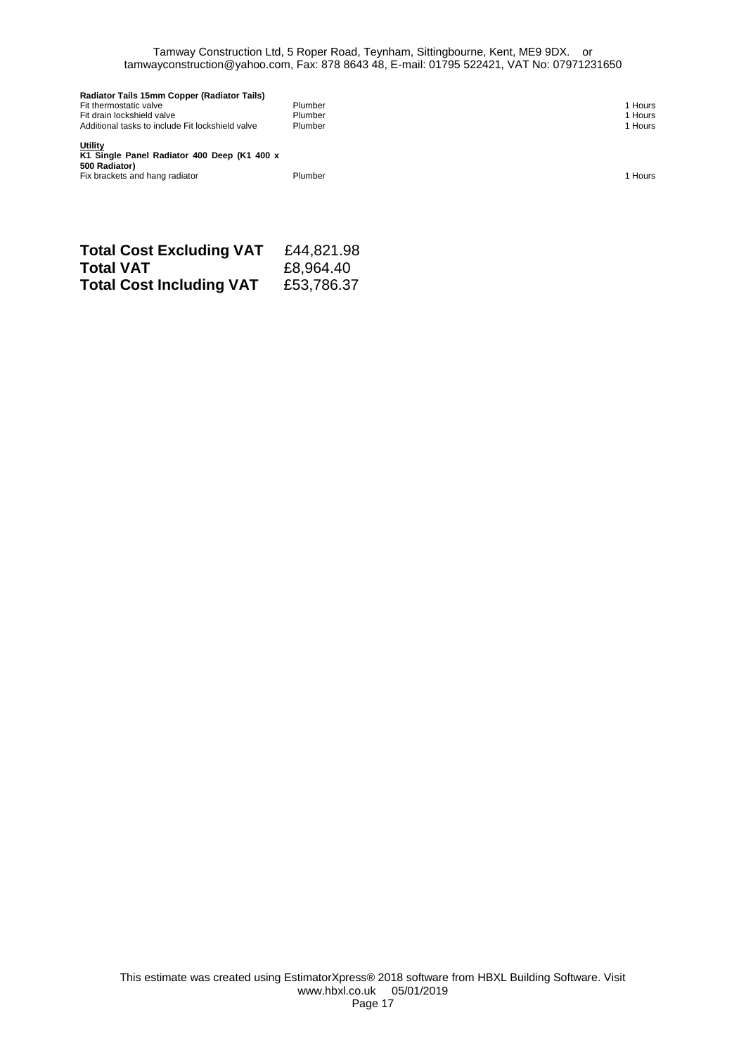**Radiator Tails 15mm Copper (Radiator Tails)**

| | | |
|---|---|---|
| Fit thermostatic valve | Plumber | 1 Hours |
| Fit drain lockshield valve | Plumber | 1 Hours |
| Additional tasks to include Fit lockshield valve | Plumber | 1 Hours |

**Utility**

**K1 Single Panel Radiator 400 Deep (K1 400 x 500 Radiator)**

| | | |
|---|---|---|
| Fix brackets and hang radiator | Plumber | 1 Hours |

| | |
|---|---|
| **Total Cost Excluding VAT** | £44,821.98 |
| **Total VAT** | £8,964.40 |
| **Total Cost Including VAT** | £53,786.37 |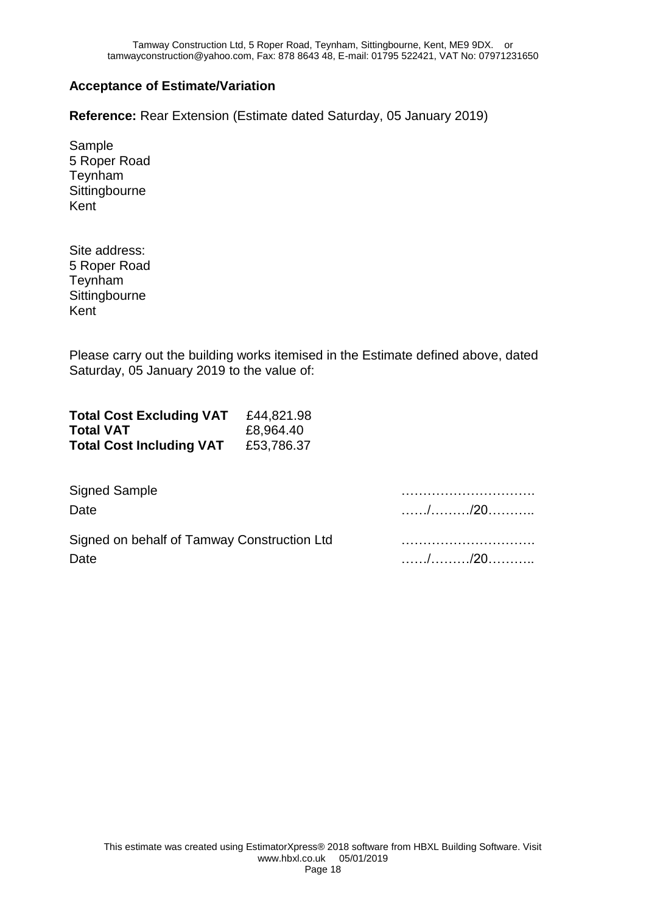**Acceptance of Estimate/Variation**

**Reference:** Rear Extension (Estimate dated Saturday, 05 January 2019)

Sample
5 Roper Road
Teynham
Sittingbourne
Kent

Site address:
5 Roper Road
Teynham
Sittingbourne
Kent

Please carry out the building works itemised in the Estimate defined above, dated Saturday, 05 January 2019 to the value of:

| | |
|---|---|
| **Total Cost Excluding VAT** | £44,821.98 |
| **Total VAT** | £8,964.40 |
| **Total Cost Including VAT** | £53,786.37 |

| | |
|---|---|
| Signed Sample | …………………………. |
| Date | ……/………/20……….. |
| Signed on behalf of Tamway Construction Ltd | …………………………. |
| Date | ……/………/20……….. |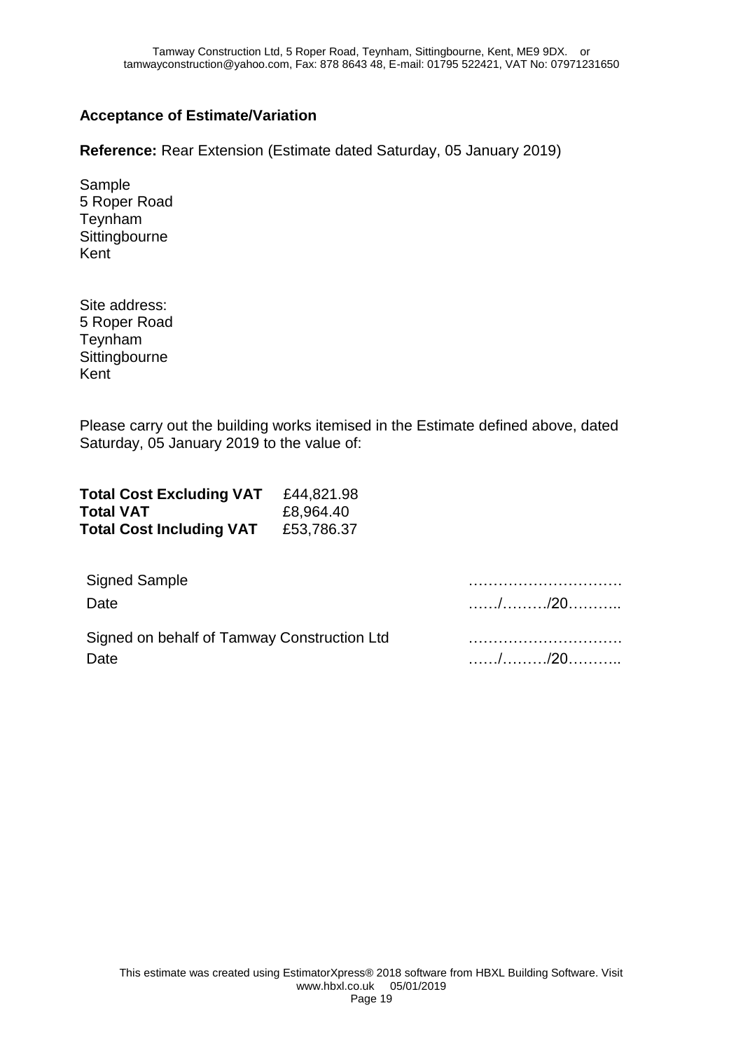## Acceptance of Estimate/Variation

**Reference:** Rear Extension (Estimate dated Saturday, 05 January 2019)

Sample
5 Roper Road
Teynham
Sittingbourne
Kent

Site address:
5 Roper Road
Teynham
Sittingbourne
Kent

Please carry out the building works itemised in the Estimate defined above, dated Saturday, 05 January 2019 to the value of:

| | |
|---|---|
| **Total Cost Excluding VAT** | £44,821.98 |
| **Total VAT** | £8,964.40 |
| **Total Cost Including VAT** | £53,786.37 |

| | |
|---|---|
| Signed Sample | …………………………. |
| Date | ……/………/20……….. |
| Signed on behalf of Tamway Construction Ltd | …………………………. |
| Date | ……/………/20……….. |